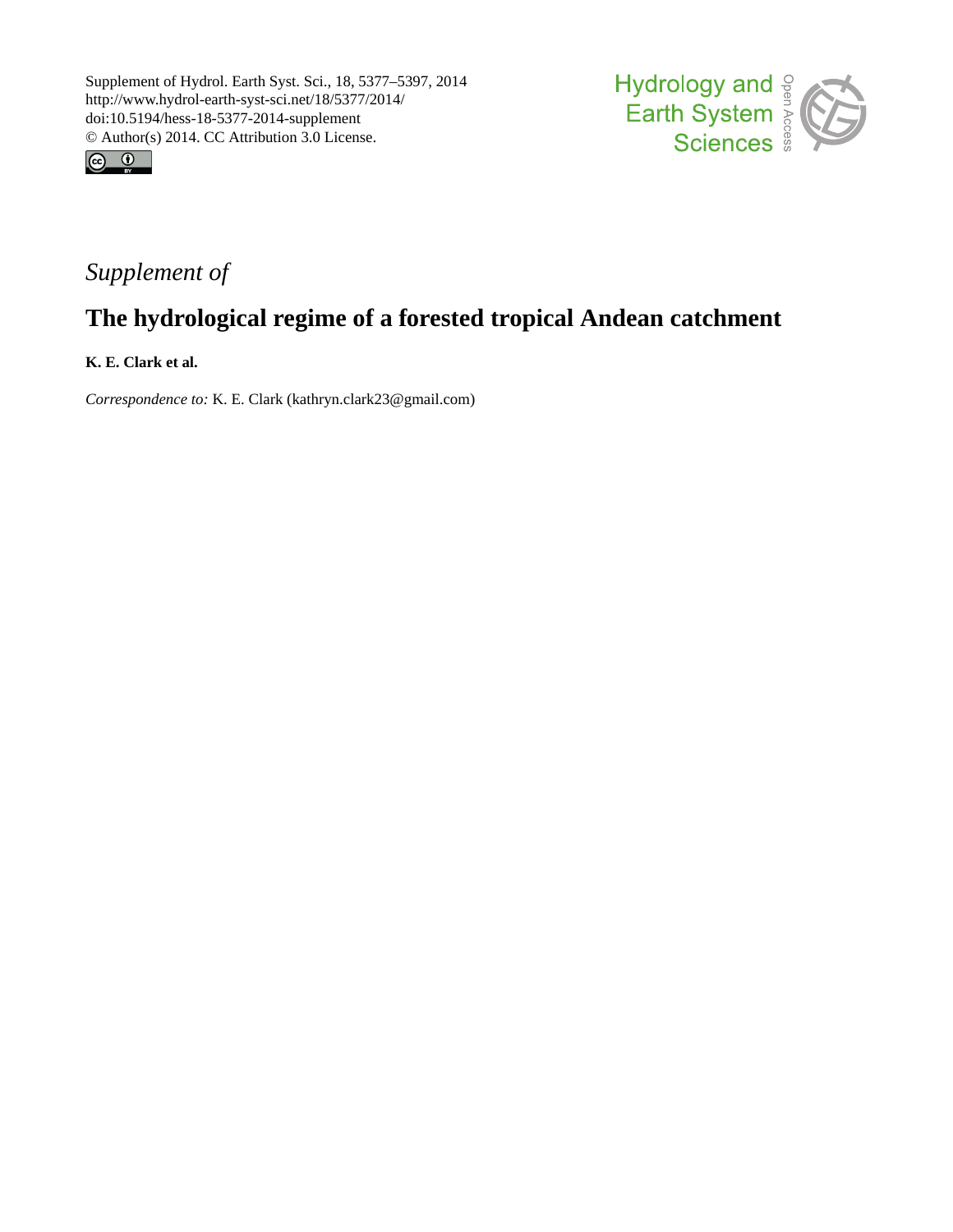Supplement of Hydrol. Earth Syst. Sci., 18, 5377–5397, 2014
http://www.hydrol-earth-syst-sci.net/18/5377/2014/
doi:10.5194/hess-18-5377-2014-supplement
© Author(s) 2014. CC Attribution 3.0 License.

*Supplement of*

# The hydrological regime of a forested tropical Andean catchment

**K. E. Clark et al.**

*Correspondence to:* K. E. Clark (kathryn.clark23@gmail.com)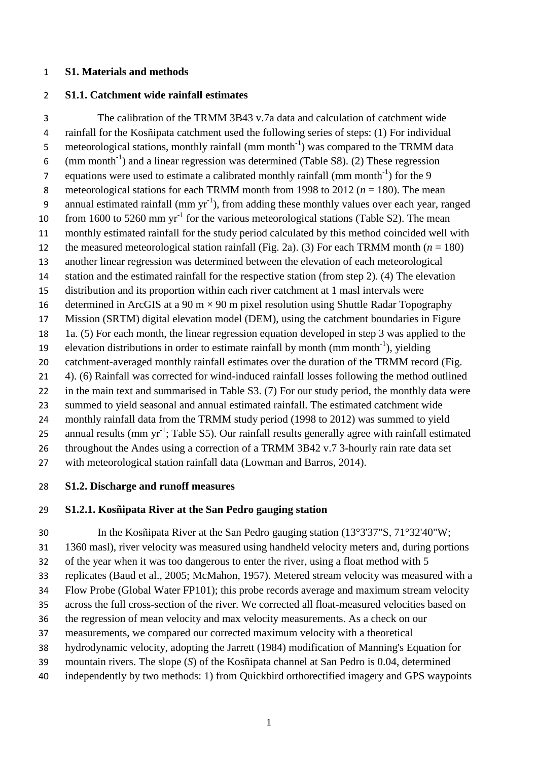## S1. Materials and methods

### S1.1. Catchment wide rainfall estimates

The calibration of the TRMM 3B43 v.7a data and calculation of catchment wide rainfall for the Kosñipata catchment used the following series of steps: (1) For individual meteorological stations, monthly rainfall (mm month$^{-1}$) was compared to the TRMM data (mm month$^{-1}$) and a linear regression was determined (Table S8). (2) These regression equations were used to estimate a calibrated monthly rainfall (mm month$^{-1}$) for the 9 meteorological stations for each TRMM month from 1998 to 2012 ($n = 180$). The mean annual estimated rainfall (mm yr$^{-1}$), from adding these monthly values over each year, ranged from 1600 to 5260 mm yr$^{-1}$ for the various meteorological stations (Table S2). The mean monthly estimated rainfall for the study period calculated by this method coincided well with the measured meteorological station rainfall (Fig. 2a). (3) For each TRMM month ($n = 180$) another linear regression was determined between the elevation of each meteorological station and the estimated rainfall for the respective station (from step 2). (4) The elevation distribution and its proportion within each river catchment at 1 masl intervals were determined in ArcGIS at a 90 m × 90 m pixel resolution using Shuttle Radar Topography Mission (SRTM) digital elevation model (DEM), using the catchment boundaries in Figure 1a. (5) For each month, the linear regression equation developed in step 3 was applied to the elevation distributions in order to estimate rainfall by month (mm month$^{-1}$), yielding catchment-averaged monthly rainfall estimates over the duration of the TRMM record (Fig. 4). (6) Rainfall was corrected for wind-induced rainfall losses following the method outlined in the main text and summarised in Table S3. (7) For our study period, the monthly data were summed to yield seasonal and annual estimated rainfall. The estimated catchment wide monthly rainfall data from the TRMM study period (1998 to 2012) was summed to yield annual results (mm yr$^{-1}$; Table S5). Our rainfall results generally agree with rainfall estimated throughout the Andes using a correction of a TRMM 3B42 v.7 3-hourly rain rate data set with meteorological station rainfall data (Lowman and Barros, 2014).

### S1.2. Discharge and runoff measures

#### S1.2.1. Kosñipata River at the San Pedro gauging station

In the Kosñipata River at the San Pedro gauging station (13°3'37"S, 71°32'40"W; 1360 masl), river velocity was measured using handheld velocity meters and, during portions of the year when it was too dangerous to enter the river, using a float method with 5 replicates (Baud et al., 2005; McMahon, 1957). Metered stream velocity was measured with a Flow Probe (Global Water FP101); this probe records average and maximum stream velocity across the full cross-section of the river. We corrected all float-measured velocities based on the regression of mean velocity and max velocity measurements. As a check on our measurements, we compared our corrected maximum velocity with a theoretical hydrodynamic velocity, adopting the Jarrett (1984) modification of Manning's Equation for mountain rivers. The slope ($S$) of the Kosñipata channel at San Pedro is 0.04, determined independently by two methods: 1) from Quickbird orthorectified imagery and GPS waypoints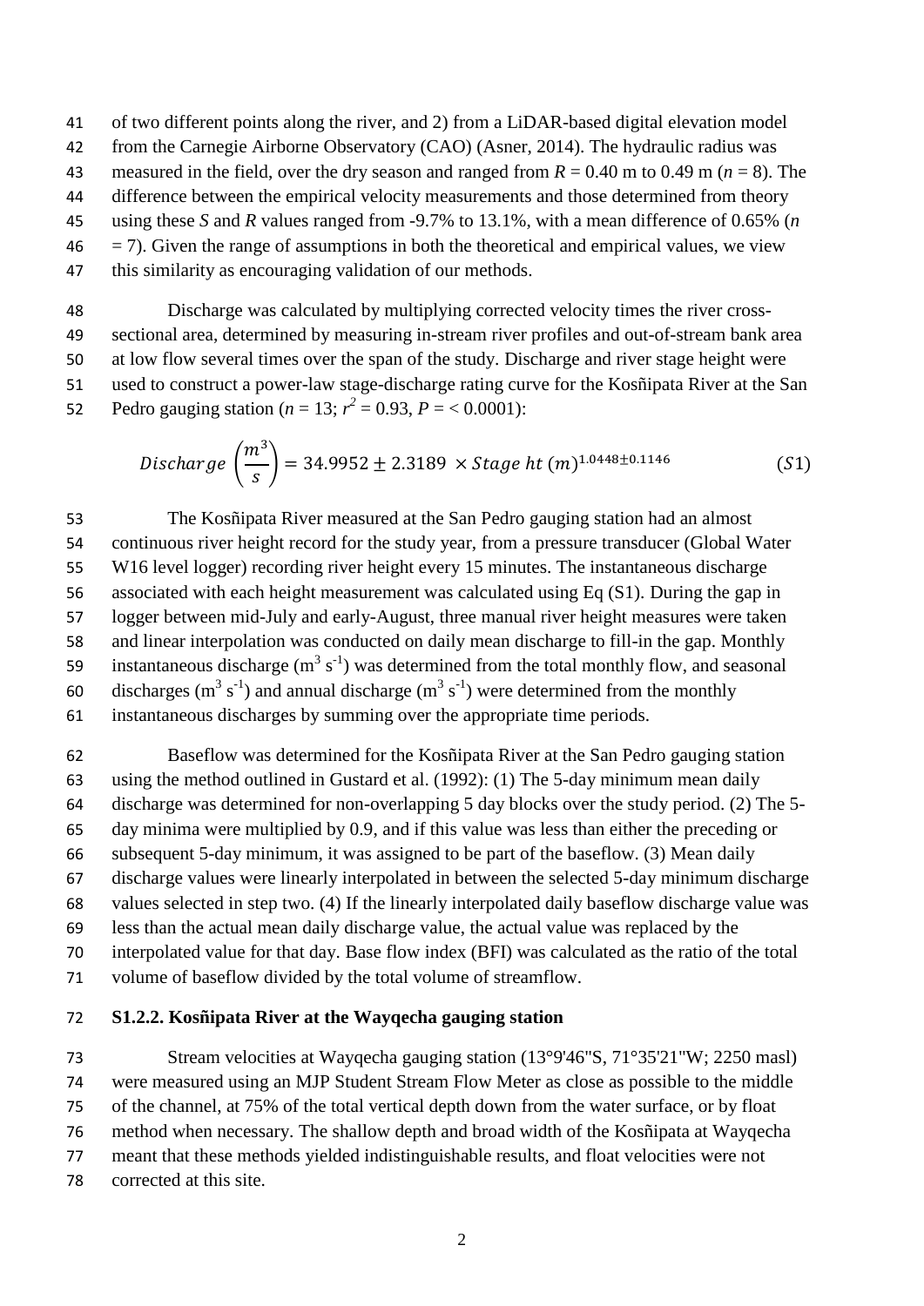of two different points along the river, and 2) from a LiDAR-based digital elevation model from the Carnegie Airborne Observatory (CAO) (Asner, 2014). The hydraulic radius was measured in the field, over the dry season and ranged from $R = 0.40$ m to 0.49 m ($n = 8$). The difference between the empirical velocity measurements and those determined from theory using these $S$ and $R$ values ranged from -9.7% to 13.1%, with a mean difference of 0.65% ($n = 7$). Given the range of assumptions in both the theoretical and empirical values, we view this similarity as encouraging validation of our methods.

Discharge was calculated by multiplying corrected velocity times the river cross-sectional area, determined by measuring in-stream river profiles and out-of-stream bank area at low flow several times over the span of the study. Discharge and river stage height were used to construct a power-law stage-discharge rating curve for the Kosñipata River at the San Pedro gauging station ($n = 13$; $r^2 = 0.93$, $P = < 0.0001$):

$$Discharge\left(\frac{m^3}{s}\right) = 34.9952 \pm 2.3189 \times Stage\ ht\ (m)^{1.0448 \pm 0.1146} \qquad (S1)$$

The Kosñipata River measured at the San Pedro gauging station had an almost continuous river height record for the study year, from a pressure transducer (Global Water W16 level logger) recording river height every 15 minutes. The instantaneous discharge associated with each height measurement was calculated using Eq (S1). During the gap in logger between mid-July and early-August, three manual river height measures were taken and linear interpolation was conducted on daily mean discharge to fill-in the gap. Monthly instantaneous discharge ($m^3\ s^{-1}$) was determined from the total monthly flow, and seasonal discharges ($m^3\ s^{-1}$) and annual discharge ($m^3\ s^{-1}$) were determined from the monthly instantaneous discharges by summing over the appropriate time periods.

Baseflow was determined for the Kosñipata River at the San Pedro gauging station using the method outlined in Gustard et al. (1992): (1) The 5-day minimum mean daily discharge was determined for non-overlapping 5 day blocks over the study period. (2) The 5-day minima were multiplied by 0.9, and if this value was less than either the preceding or subsequent 5-day minimum, it was assigned to be part of the baseflow. (3) Mean daily discharge values were linearly interpolated in between the selected 5-day minimum discharge values selected in step two. (4) If the linearly interpolated daily baseflow discharge value was less than the actual mean daily discharge value, the actual value was replaced by the interpolated value for that day. Base flow index (BFI) was calculated as the ratio of the total volume of baseflow divided by the total volume of streamflow.

### S1.2.2. Kosñipata River at the Wayqecha gauging station

Stream velocities at Wayqecha gauging station (13°9'46"S, 71°35'21"W; 2250 masl) were measured using an MJP Student Stream Flow Meter as close as possible to the middle of the channel, at 75% of the total vertical depth down from the water surface, or by float method when necessary. The shallow depth and broad width of the Kosñipata at Wayqecha meant that these methods yielded indistinguishable results, and float velocities were not corrected at this site.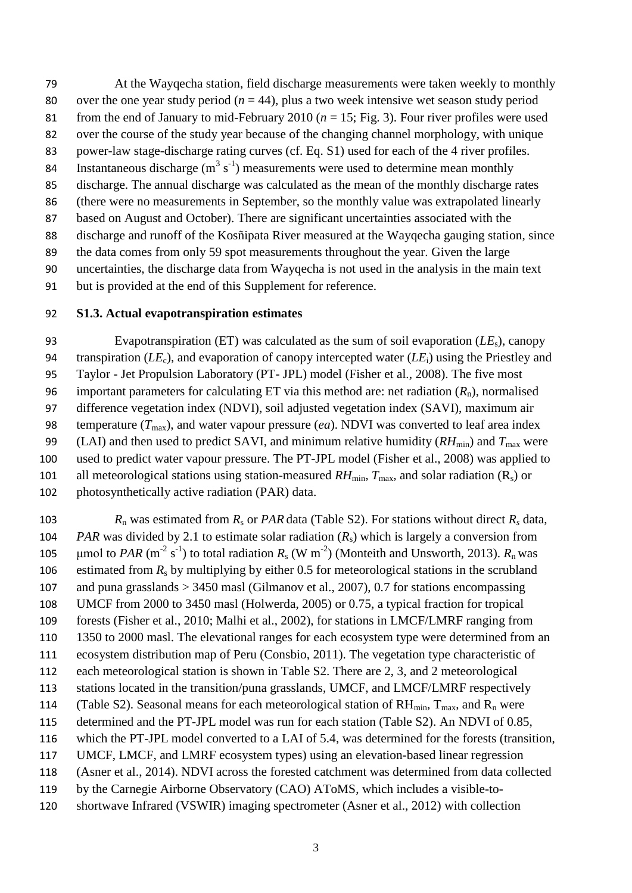At the Wayqecha station, field discharge measurements were taken weekly to monthly over the one year study period ($n = 44$), plus a two week intensive wet season study period from the end of January to mid-February 2010 ($n = 15$; Fig. 3). Four river profiles were used over the course of the study year because of the changing channel morphology, with unique power-law stage-discharge rating curves (cf. Eq. S1) used for each of the 4 river profiles. Instantaneous discharge ($m^3\ s^{-1}$) measurements were used to determine mean monthly discharge. The annual discharge was calculated as the mean of the monthly discharge rates (there were no measurements in September, so the monthly value was extrapolated linearly based on August and October). There are significant uncertainties associated with the discharge and runoff of the Kosñipata River measured at the Wayqecha gauging station, since the data comes from only 59 spot measurements throughout the year. Given the large uncertainties, the discharge data from Wayqecha is not used in the analysis in the main text but is provided at the end of this Supplement for reference.

### S1.3. Actual evapotranspiration estimates

Evapotranspiration (ET) was calculated as the sum of soil evaporation ($LE_s$), canopy transpiration ($LE_c$), and evaporation of canopy intercepted water ($LE_i$) using the Priestley and Taylor - Jet Propulsion Laboratory (PT- JPL) model (Fisher et al., 2008). The five most important parameters for calculating ET via this method are: net radiation ($R_n$), normalised difference vegetation index (NDVI), soil adjusted vegetation index (SAVI), maximum air temperature ($T_{max}$), and water vapour pressure ($ea$). NDVI was converted to leaf area index (LAI) and then used to predict SAVI, and minimum relative humidity ($RH_{min}$) and $T_{max}$ were used to predict water vapour pressure. The PT-JPL model (Fisher et al., 2008) was applied to all meteorological stations using station-measured $RH_{min}$, $T_{max}$, and solar radiation ($R_s$) or photosynthetically active radiation (PAR) data.

$R_n$ was estimated from $R_s$ or $PAR$ data (Table S2). For stations without direct $R_s$ data, $PAR$ was divided by 2.1 to estimate solar radiation ($R_s$) which is largely a conversion from μmol to $PAR$ ($m^{-2}\ s^{-1}$) to total radiation $R_s$ ($W\ m^{-2}$) (Monteith and Unsworth, 2013). $R_n$ was estimated from $R_s$ by multiplying by either 0.5 for meteorological stations in the scrubland and puna grasslands > 3450 masl (Gilmanov et al., 2007), 0.7 for stations encompassing UMCF from 2000 to 3450 masl (Holwerda, 2005) or 0.75, a typical fraction for tropical forests (Fisher et al., 2010; Malhi et al., 2002), for stations in LMCF/LMRF ranging from 1350 to 2000 masl. The elevational ranges for each ecosystem type were determined from an ecosystem distribution map of Peru (Consbio, 2011). The vegetation type characteristic of each meteorological station is shown in Table S2. There are 2, 3, and 2 meteorological stations located in the transition/puna grasslands, UMCF, and LMCF/LMRF respectively (Table S2). Seasonal means for each meteorological station of $RH_{min}$, $T_{max}$, and $R_n$ were determined and the PT-JPL model was run for each station (Table S2). An NDVI of 0.85, which the PT-JPL model converted to a LAI of 5.4, was determined for the forests (transition, UMCF, LMCF, and LMRF ecosystem types) using an elevation-based linear regression (Asner et al., 2014). NDVI across the forested catchment was determined from data collected by the Carnegie Airborne Observatory (CAO) AToMS, which includes a visible-to-shortwave Infrared (VSWIR) imaging spectrometer (Asner et al., 2012) with collection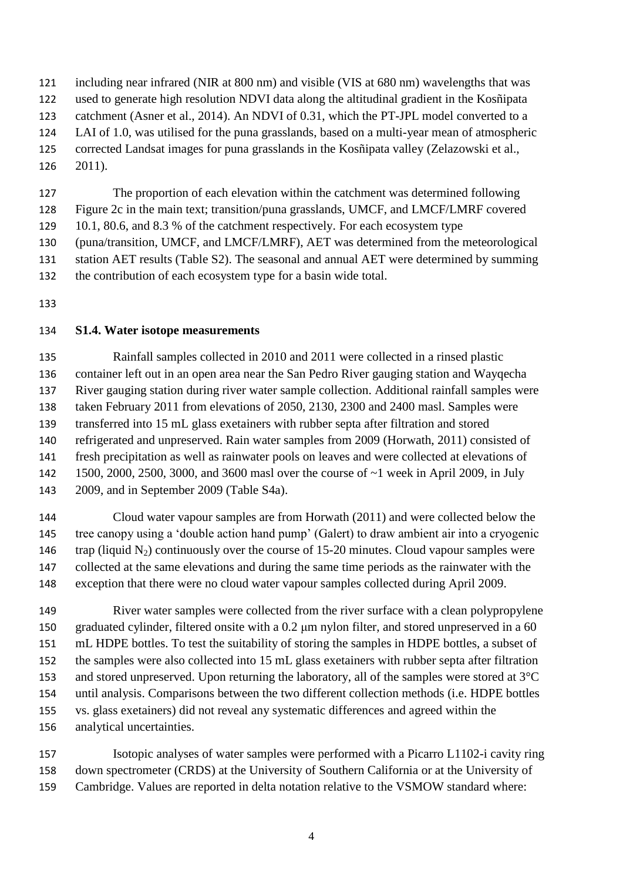including near infrared (NIR at 800 nm) and visible (VIS at 680 nm) wavelengths that was used to generate high resolution NDVI data along the altitudinal gradient in the Kosñipata catchment (Asner et al., 2014). An NDVI of 0.31, which the PT-JPL model converted to a LAI of 1.0, was utilised for the puna grasslands, based on a multi-year mean of atmospheric corrected Landsat images for puna grasslands in the Kosñipata valley (Zelazowski et al., 2011).

The proportion of each elevation within the catchment was determined following Figure 2c in the main text; transition/puna grasslands, UMCF, and LMCF/LMRF covered 10.1, 80.6, and 8.3 % of the catchment respectively. For each ecosystem type (puna/transition, UMCF, and LMCF/LMRF), AET was determined from the meteorological station AET results (Table S2). The seasonal and annual AET were determined by summing the contribution of each ecosystem type for a basin wide total.

### S1.4. Water isotope measurements

Rainfall samples collected in 2010 and 2011 were collected in a rinsed plastic container left out in an open area near the San Pedro River gauging station and Wayqecha River gauging station during river water sample collection. Additional rainfall samples were taken February 2011 from elevations of 2050, 2130, 2300 and 2400 masl. Samples were transferred into 15 mL glass exetainers with rubber septa after filtration and stored refrigerated and unpreserved. Rain water samples from 2009 (Horwath, 2011) consisted of fresh precipitation as well as rainwater pools on leaves and were collected at elevations of 1500, 2000, 2500, 3000, and 3600 masl over the course of ~1 week in April 2009, in July 2009, and in September 2009 (Table S4a).

Cloud water vapour samples are from Horwath (2011) and were collected below the tree canopy using a 'double action hand pump' (Galert) to draw ambient air into a cryogenic trap (liquid $N_2$) continuously over the course of 15-20 minutes. Cloud vapour samples were collected at the same elevations and during the same time periods as the rainwater with the exception that there were no cloud water vapour samples collected during April 2009.

River water samples were collected from the river surface with a clean polypropylene graduated cylinder, filtered onsite with a 0.2 μm nylon filter, and stored unpreserved in a 60 mL HDPE bottles. To test the suitability of storing the samples in HDPE bottles, a subset of the samples were also collected into 15 mL glass exetainers with rubber septa after filtration and stored unpreserved. Upon returning the laboratory, all of the samples were stored at 3°C until analysis. Comparisons between the two different collection methods (i.e. HDPE bottles vs. glass exetainers) did not reveal any systematic differences and agreed within the analytical uncertainties.

Isotopic analyses of water samples were performed with a Picarro L1102-i cavity ring down spectrometer (CRDS) at the University of Southern California or at the University of Cambridge. Values are reported in delta notation relative to the VSMOW standard where: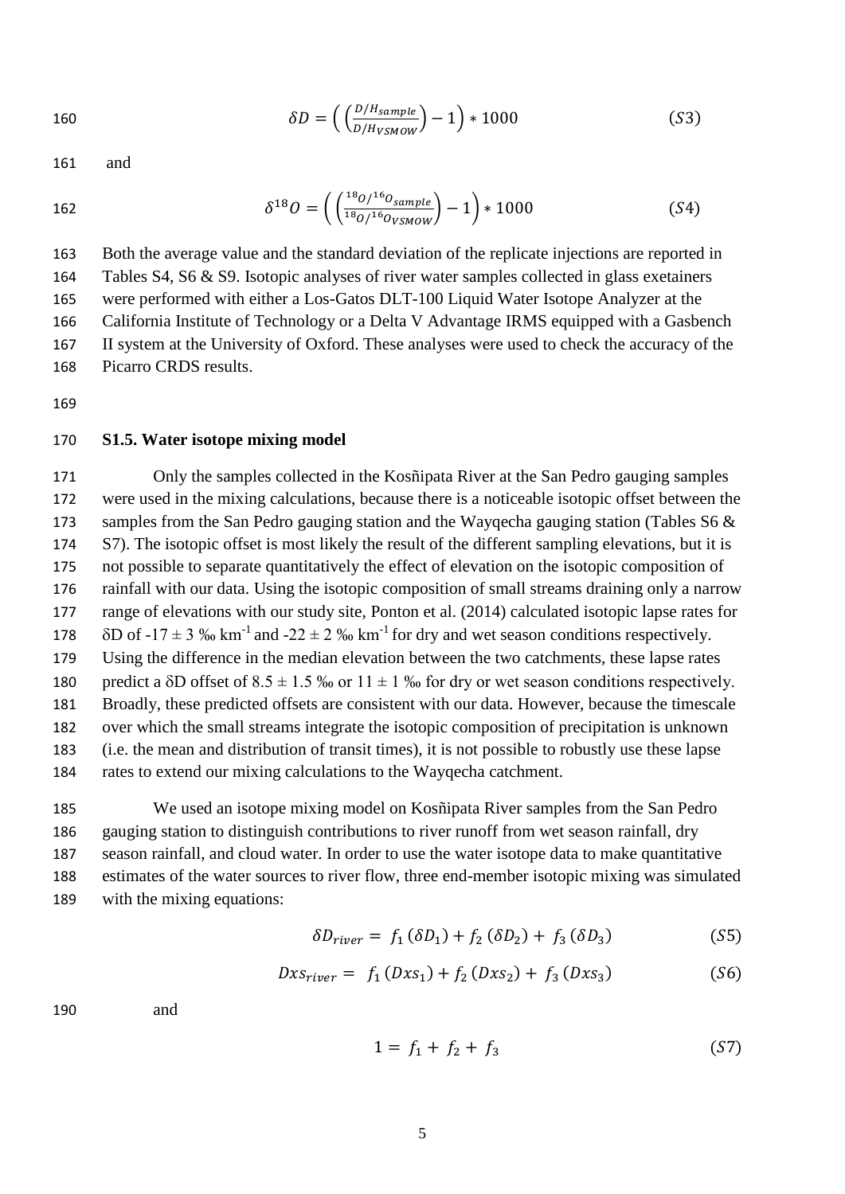$$\delta D = \left( \left( \frac{D/H_{sample}}{D/H_{VSMOW}} \right) - 1 \right) * 1000 \qquad (S3)$$

and

$$\delta^{18}O = \left( \left( \frac{^{18}O/^{16}O_{sample}}{^{18}O/^{16}O_{VSMOW}} \right) - 1 \right) * 1000 \qquad (S4)$$

Both the average value and the standard deviation of the replicate injections are reported in Tables S4, S6 & S9. Isotopic analyses of river water samples collected in glass exetainers were performed with either a Los-Gatos DLT-100 Liquid Water Isotope Analyzer at the California Institute of Technology or a Delta V Advantage IRMS equipped with a Gasbench II system at the University of Oxford. These analyses were used to check the accuracy of the Picarro CRDS results.

## S1.5. Water isotope mixing model

Only the samples collected in the Kosñipata River at the San Pedro gauging samples were used in the mixing calculations, because there is a noticeable isotopic offset between the samples from the San Pedro gauging station and the Wayqecha gauging station (Tables S6 & S7). The isotopic offset is most likely the result of the different sampling elevations, but it is not possible to separate quantitatively the effect of elevation on the isotopic composition of rainfall with our data. Using the isotopic composition of small streams draining only a narrow range of elevations with our study site, Ponton et al. (2014) calculated isotopic lapse rates for $\delta D$ of $-17 \pm 3$ ‰ $km^{-1}$ and $-22 \pm 2$ ‰ $km^{-1}$ for dry and wet season conditions respectively. Using the difference in the median elevation between the two catchments, these lapse rates predict a $\delta D$ offset of $8.5 \pm 1.5$ ‰ or $11 \pm 1$ ‰ for dry or wet season conditions respectively. Broadly, these predicted offsets are consistent with our data. However, because the timescale over which the small streams integrate the isotopic composition of precipitation is unknown (i.e. the mean and distribution of transit times), it is not possible to robustly use these lapse rates to extend our mixing calculations to the Wayqecha catchment.

We used an isotope mixing model on Kosñipata River samples from the San Pedro gauging station to distinguish contributions to river runoff from wet season rainfall, dry season rainfall, and cloud water. In order to use the water isotope data to make quantitative estimates of the water sources to river flow, three end-member isotopic mixing was simulated with the mixing equations:

$$\delta D_{river} = f_1\,(\delta D_1) + f_2\,(\delta D_2) + f_3\,(\delta D_3) \qquad (S5)$$

$$Dxs_{river} = f_1\,(Dxs_1) + f_2\,(Dxs_2) + f_3\,(Dxs_3) \qquad (S6)$$

and

$$1 = f_1 + f_2 + f_3 \qquad (S7)$$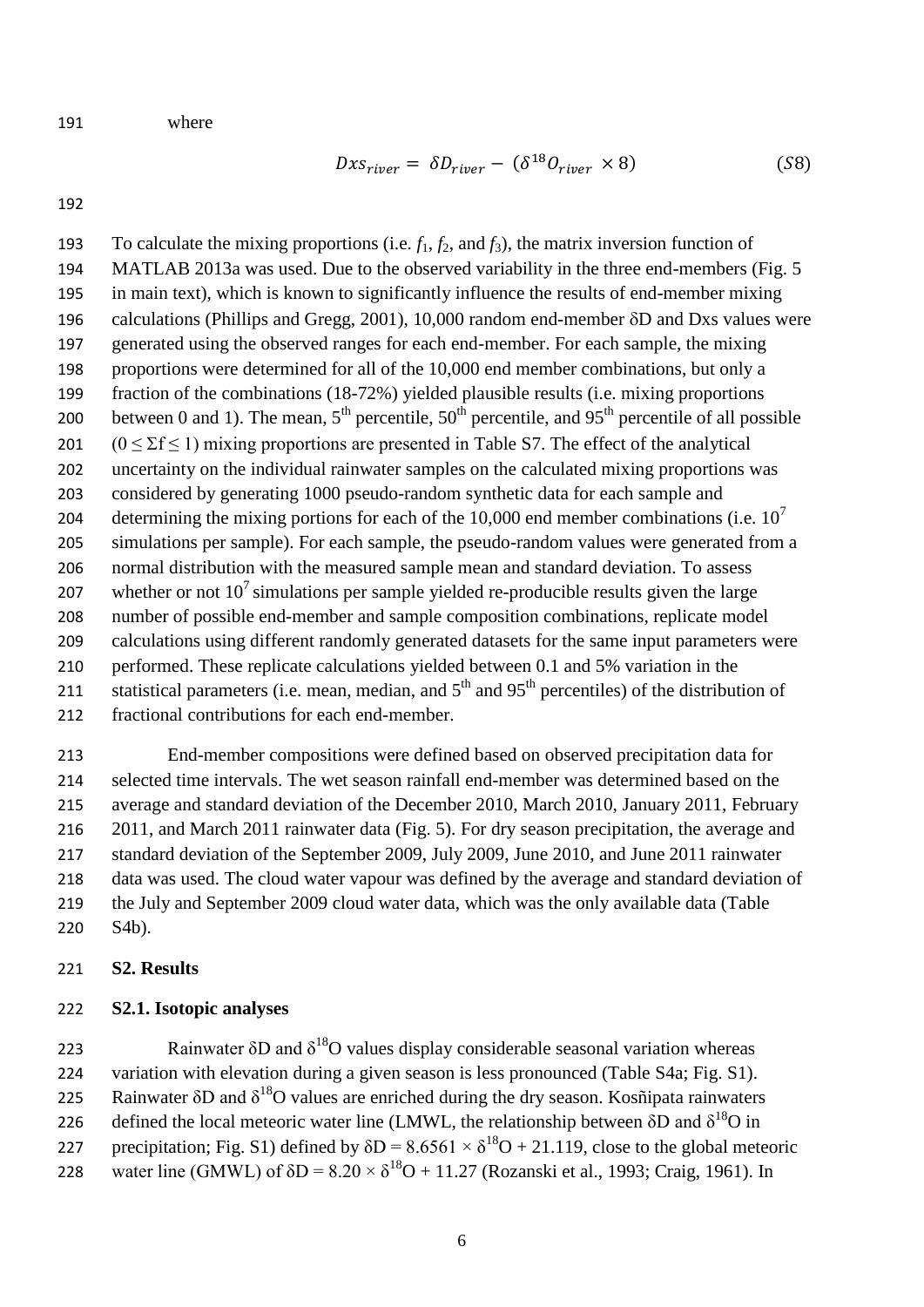where

$$Dxs_{river} = \delta D_{river} - (\delta^{18}O_{river} \times 8) \qquad (S8)$$

To calculate the mixing proportions (i.e. $f_1$, $f_2$, and $f_3$), the matrix inversion function of MATLAB 2013a was used. Due to the observed variability in the three end-members (Fig. 5 in main text), which is known to significantly influence the results of end-member mixing calculations (Phillips and Gregg, 2001), 10,000 random end-member δD and Dxs values were generated using the observed ranges for each end-member. For each sample, the mixing proportions were determined for all of the 10,000 end member combinations, but only a fraction of the combinations (18-72%) yielded plausible results (i.e. mixing proportions between 0 and 1). The mean, 5th percentile, 50th percentile, and 95th percentile of all possible ($0 \leq \Sigma f \leq 1$) mixing proportions are presented in Table S7. The effect of the analytical uncertainty on the individual rainwater samples on the calculated mixing proportions was considered by generating 1000 pseudo-random synthetic data for each sample and determining the mixing portions for each of the 10,000 end member combinations (i.e. $10^7$ simulations per sample). For each sample, the pseudo-random values were generated from a normal distribution with the measured sample mean and standard deviation. To assess whether or not $10^7$ simulations per sample yielded re-producible results given the large number of possible end-member and sample composition combinations, replicate model calculations using different randomly generated datasets for the same input parameters were performed. These replicate calculations yielded between 0.1 and 5% variation in the statistical parameters (i.e. mean, median, and 5th and 95th percentiles) of the distribution of fractional contributions for each end-member.

End-member compositions were defined based on observed precipitation data for selected time intervals. The wet season rainfall end-member was determined based on the average and standard deviation of the December 2010, March 2010, January 2011, February 2011, and March 2011 rainwater data (Fig. 5). For dry season precipitation, the average and standard deviation of the September 2009, July 2009, June 2010, and June 2011 rainwater data was used. The cloud water vapour was defined by the average and standard deviation of the July and September 2009 cloud water data, which was the only available data (Table S4b).

## S2. Results

### S2.1. Isotopic analyses

Rainwater δD and $\delta^{18}O$ values display considerable seasonal variation whereas variation with elevation during a given season is less pronounced (Table S4a; Fig. S1). Rainwater δD and $\delta^{18}O$ values are enriched during the dry season. Kosñipata rainwaters defined the local meteoric water line (LMWL, the relationship between δD and $\delta^{18}O$ in precipitation; Fig. S1) defined by $\delta D = 8.6561 \times \delta^{18}O + 21.119$, close to the global meteoric water line (GMWL) of $\delta D = 8.20 \times \delta^{18}O + 11.27$ (Rozanski et al., 1993; Craig, 1961). In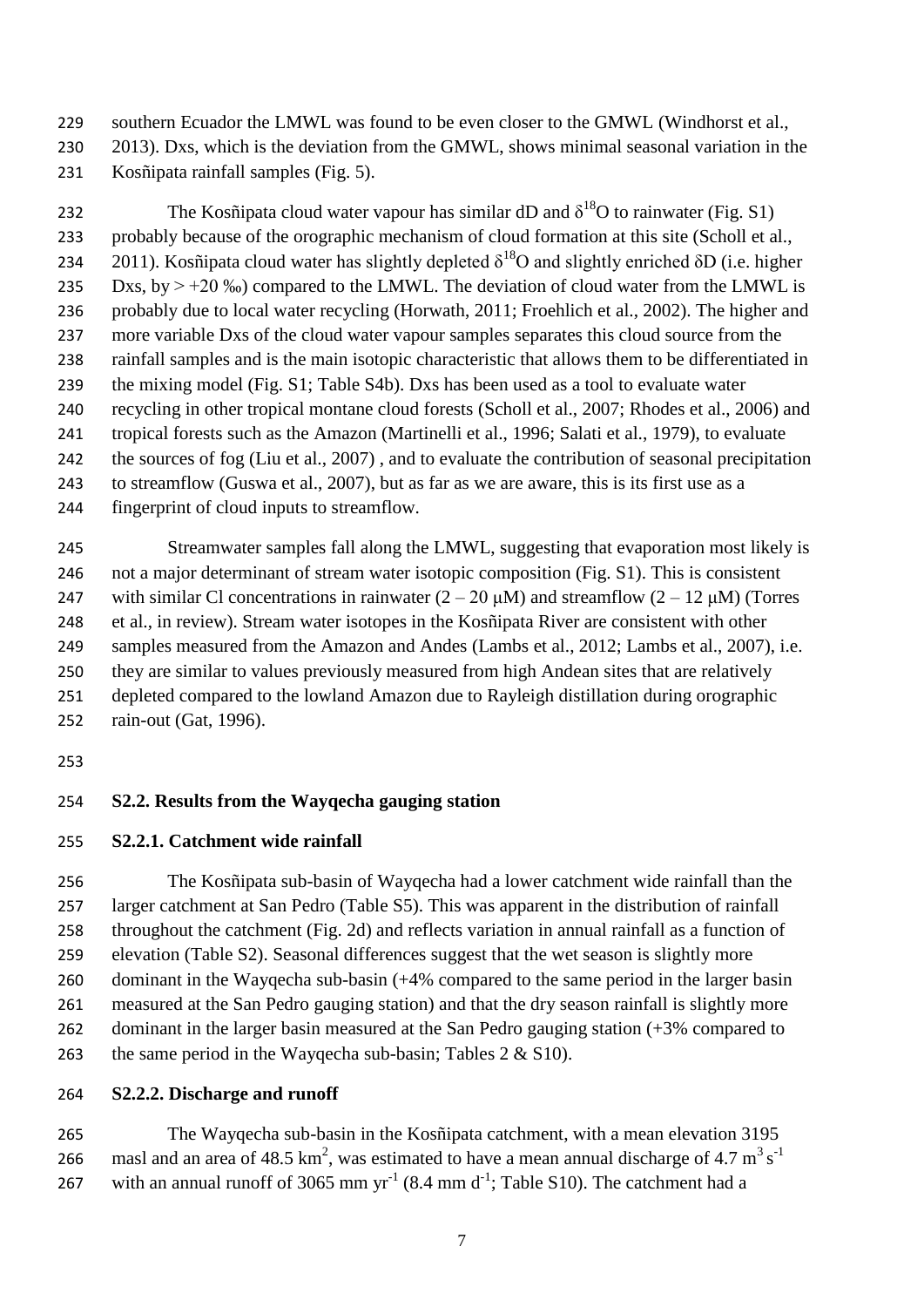southern Ecuador the LMWL was found to be even closer to the GMWL (Windhorst et al., 2013). Dxs, which is the deviation from the GMWL, shows minimal seasonal variation in the Kosñipata rainfall samples (Fig. 5).

The Kosñipata cloud water vapour has similar dD and $\delta^{18}O$ to rainwater (Fig. S1) probably because of the orographic mechanism of cloud formation at this site (Scholl et al., 2011). Kosñipata cloud water has slightly depleted $\delta^{18}O$ and slightly enriched $\delta D$ (i.e. higher Dxs, by > +20 ‰) compared to the LMWL. The deviation of cloud water from the LMWL is probably due to local water recycling (Horwath, 2011; Froehlich et al., 2002). The higher and more variable Dxs of the cloud water vapour samples separates this cloud source from the rainfall samples and is the main isotopic characteristic that allows them to be differentiated in the mixing model (Fig. S1; Table S4b). Dxs has been used as a tool to evaluate water recycling in other tropical montane cloud forests (Scholl et al., 2007; Rhodes et al., 2006) and tropical forests such as the Amazon (Martinelli et al., 1996; Salati et al., 1979), to evaluate the sources of fog (Liu et al., 2007) , and to evaluate the contribution of seasonal precipitation to streamflow (Guswa et al., 2007), but as far as we are aware, this is its first use as a fingerprint of cloud inputs to streamflow.

Streamwater samples fall along the LMWL, suggesting that evaporation most likely is not a major determinant of stream water isotopic composition (Fig. S1). This is consistent with similar Cl concentrations in rainwater (2 – 20 μM) and streamflow (2 – 12 μM) (Torres et al., in review). Stream water isotopes in the Kosñipata River are consistent with other samples measured from the Amazon and Andes (Lambs et al., 2012; Lambs et al., 2007), i.e. they are similar to values previously measured from high Andean sites that are relatively depleted compared to the lowland Amazon due to Rayleigh distillation during orographic rain-out (Gat, 1996).

## S2.2. Results from the Wayqecha gauging station

### S2.2.1. Catchment wide rainfall

The Kosñipata sub-basin of Wayqecha had a lower catchment wide rainfall than the larger catchment at San Pedro (Table S5). This was apparent in the distribution of rainfall throughout the catchment (Fig. 2d) and reflects variation in annual rainfall as a function of elevation (Table S2). Seasonal differences suggest that the wet season is slightly more dominant in the Wayqecha sub-basin (+4% compared to the same period in the larger basin measured at the San Pedro gauging station) and that the dry season rainfall is slightly more dominant in the larger basin measured at the San Pedro gauging station (+3% compared to the same period in the Wayqecha sub-basin; Tables 2 & S10).

### S2.2.2. Discharge and runoff

The Wayqecha sub-basin in the Kosñipata catchment, with a mean elevation 3195 masl and an area of 48.5 $km^2$, was estimated to have a mean annual discharge of 4.7 $m^3 s^{-1}$ with an annual runoff of 3065 mm $yr^{-1}$ (8.4 mm $d^{-1}$; Table S10). The catchment had a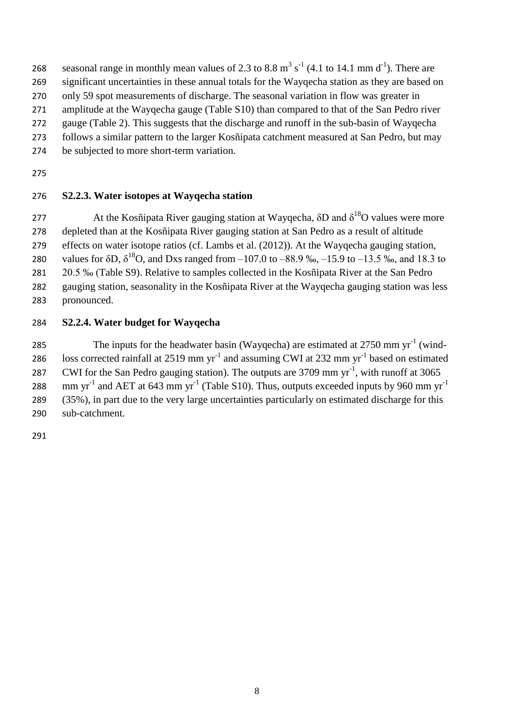seasonal range in monthly mean values of 2.3 to 8.8 $m^3 s^{-1}$ (4.1 to 14.1 mm $d^{-1}$). There are significant uncertainties in these annual totals for the Wayqecha station as they are based on only 59 spot measurements of discharge. The seasonal variation in flow was greater in amplitude at the Wayqecha gauge (Table S10) than compared to that of the San Pedro river gauge (Table 2). This suggests that the discharge and runoff in the sub-basin of Wayqecha follows a similar pattern to the larger Kosñipata catchment measured at San Pedro, but may be subjected to more short-term variation.

### S2.2.3. Water isotopes at Wayqecha station

At the Kosñipata River gauging station at Wayqecha, $\delta D$ and $\delta^{18}O$ values were more depleted than at the Kosñipata River gauging station at San Pedro as a result of altitude effects on water isotope ratios (cf. Lambs et al. (2012)). At the Wayqecha gauging station, values for $\delta D$, $\delta^{18}O$, and Dxs ranged from –107.0 to –88.9 ‰, –15.9 to –13.5 ‰, and 18.3 to 20.5 ‰ (Table S9). Relative to samples collected in the Kosñipata River at the San Pedro gauging station, seasonality in the Kosñipata River at the Wayqecha gauging station was less pronounced.

### S2.2.4. Water budget for Wayqecha

The inputs for the headwater basin (Wayqecha) are estimated at 2750 mm $yr^{-1}$ (wind-loss corrected rainfall at 2519 mm $yr^{-1}$ and assuming CWI at 232 mm $yr^{-1}$ based on estimated CWI for the San Pedro gauging station). The outputs are 3709 mm $yr^{-1}$, with runoff at 3065 mm $yr^{-1}$ and AET at 643 mm $yr^{-1}$ (Table S10). Thus, outputs exceeded inputs by 960 mm $yr^{-1}$ (35%), in part due to the very large uncertainties particularly on estimated discharge for this sub-catchment.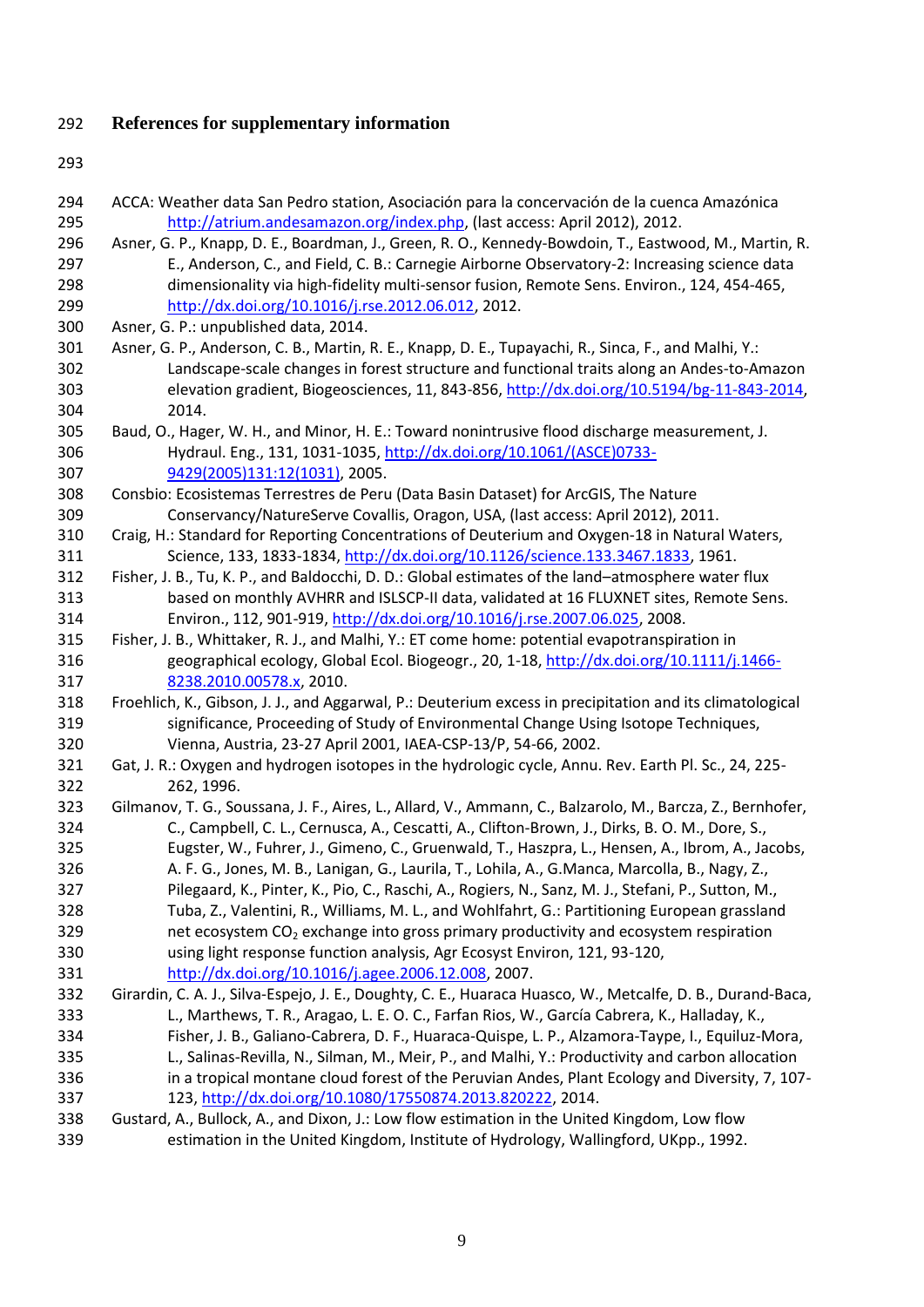## References for supplementary information

ACCA: Weather data San Pedro station, Asociación para la concervación de la cuenca Amazónica http://atrium.andesamazon.org/index.php, (last access: April 2012), 2012.

Asner, G. P., Knapp, D. E., Boardman, J., Green, R. O., Kennedy-Bowdoin, T., Eastwood, M., Martin, R. E., Anderson, C., and Field, C. B.: Carnegie Airborne Observatory-2: Increasing science data dimensionality via high-fidelity multi-sensor fusion, Remote Sens. Environ., 124, 454-465, http://dx.doi.org/10.1016/j.rse.2012.06.012, 2012.

Asner, G. P.: unpublished data, 2014.

Asner, G. P., Anderson, C. B., Martin, R. E., Knapp, D. E., Tupayachi, R., Sinca, F., and Malhi, Y.: Landscape-scale changes in forest structure and functional traits along an Andes-to-Amazon elevation gradient, Biogeosciences, 11, 843-856, http://dx.doi.org/10.5194/bg-11-843-2014, 2014.

Baud, O., Hager, W. H., and Minor, H. E.: Toward nonintrusive flood discharge measurement, J. Hydraul. Eng., 131, 1031-1035, http://dx.doi.org/10.1061/(ASCE)0733-9429(2005)131:12(1031), 2005.

Consbio: Ecosistemas Terrestres de Peru (Data Basin Dataset) for ArcGIS, The Nature Conservancy/NatureServe Covallis, Oragon, USA, (last access: April 2012), 2011.

Craig, H.: Standard for Reporting Concentrations of Deuterium and Oxygen-18 in Natural Waters, Science, 133, 1833-1834, http://dx.doi.org/10.1126/science.133.3467.1833, 1961.

Fisher, J. B., Tu, K. P., and Baldocchi, D. D.: Global estimates of the land–atmosphere water flux based on monthly AVHRR and ISLSCP-II data, validated at 16 FLUXNET sites, Remote Sens. Environ., 112, 901-919, http://dx.doi.org/10.1016/j.rse.2007.06.025, 2008.

Fisher, J. B., Whittaker, R. J., and Malhi, Y.: ET come home: potential evapotranspiration in geographical ecology, Global Ecol. Biogeogr., 20, 1-18, http://dx.doi.org/10.1111/j.1466-8238.2010.00578.x, 2010.

Froehlich, K., Gibson, J. J., and Aggarwal, P.: Deuterium excess in precipitation and its climatological significance, Proceeding of Study of Environmental Change Using Isotope Techniques, Vienna, Austria, 23-27 April 2001, IAEA-CSP-13/P, 54-66, 2002.

Gat, J. R.: Oxygen and hydrogen isotopes in the hydrologic cycle, Annu. Rev. Earth Pl. Sc., 24, 225-262, 1996.

Gilmanov, T. G., Soussana, J. F., Aires, L., Allard, V., Ammann, C., Balzarolo, M., Barcza, Z., Bernhofer, C., Campbell, C. L., Cernusca, A., Cescatti, A., Clifton-Brown, J., Dirks, B. O. M., Dore, S., Eugster, W., Fuhrer, J., Gimeno, C., Gruenwald, T., Haszpra, L., Hensen, A., Ibrom, A., Jacobs, A. F. G., Jones, M. B., Lanigan, G., Laurila, T., Lohila, A., G.Manca, Marcolla, B., Nagy, Z., Pilegaard, K., Pinter, K., Pio, C., Raschi, A., Rogiers, N., Sanz, M. J., Stefani, P., Sutton, M., Tuba, Z., Valentini, R., Williams, M. L., and Wohlfahrt, G.: Partitioning European grassland net ecosystem $CO_2$ exchange into gross primary productivity and ecosystem respiration using light response function analysis, Agr Ecosyst Environ, 121, 93-120, http://dx.doi.org/10.1016/j.agee.2006.12.008, 2007.

Girardin, C. A. J., Silva-Espejo, J. E., Doughty, C. E., Huaraca Huasco, W., Metcalfe, D. B., Durand-Baca, L., Marthews, T. R., Aragao, L. E. O. C., Farfan Rios, W., García Cabrera, K., Halladay, K., Fisher, J. B., Galiano-Cabrera, D. F., Huaraca-Quispe, L. P., Alzamora-Taype, I., Equiluz-Mora, L., Salinas-Revilla, N., Silman, M., Meir, P., and Malhi, Y.: Productivity and carbon allocation in a tropical montane cloud forest of the Peruvian Andes, Plant Ecology and Diversity, 7, 107-123, http://dx.doi.org/10.1080/17550874.2013.820222, 2014.

Gustard, A., Bullock, A., and Dixon, J.: Low flow estimation in the United Kingdom, Low flow estimation in the United Kingdom, Institute of Hydrology, Wallingford, UKpp., 1992.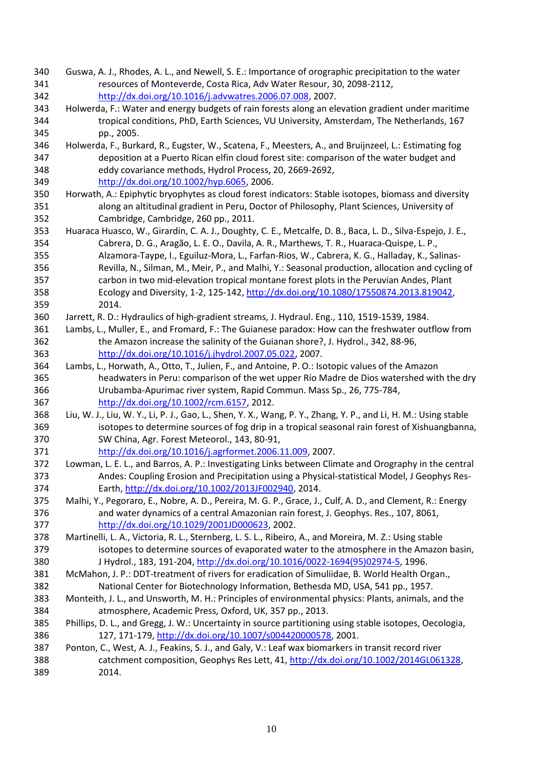Guswa, A. J., Rhodes, A. L., and Newell, S. E.: Importance of orographic precipitation to the water resources of Monteverde, Costa Rica, Adv Water Resour, 30, 2098-2112, http://dx.doi.org/10.1016/j.advwatres.2006.07.008, 2007.

Holwerda, F.: Water and energy budgets of rain forests along an elevation gradient under maritime tropical conditions, PhD, Earth Sciences, VU University, Amsterdam, The Netherlands, 167 pp., 2005.

Holwerda, F., Burkard, R., Eugster, W., Scatena, F., Meesters, A., and Bruijnzeel, L.: Estimating fog deposition at a Puerto Rican elfin cloud forest site: comparison of the water budget and eddy covariance methods, Hydrol Process, 20, 2669-2692, http://dx.doi.org/10.1002/hyp.6065, 2006.

Horwath, A.: Epiphytic bryophytes as cloud forest indicators: Stable isotopes, biomass and diversity along an altitudinal gradient in Peru, Doctor of Philosophy, Plant Sciences, University of Cambridge, Cambridge, 260 pp., 2011.

Huaraca Huasco, W., Girardin, C. A. J., Doughty, C. E., Metcalfe, D. B., Baca, L. D., Silva-Espejo, J. E., Cabrera, D. G., Aragão, L. E. O., Davila, A. R., Marthews, T. R., Huaraca-Quispe, L. P., Alzamora-Taype, I., Eguiluz-Mora, L., Farfan-Rios, W., Cabrera, K. G., Halladay, K., Salinas-Revilla, N., Silman, M., Meir, P., and Malhi, Y.: Seasonal production, allocation and cycling of carbon in two mid-elevation tropical montane forest plots in the Peruvian Andes, Plant Ecology and Diversity, 1-2, 125-142, http://dx.doi.org/10.1080/17550874.2013.819042, 2014.

Jarrett, R. D.: Hydraulics of high-gradient streams, J. Hydraul. Eng., 110, 1519-1539, 1984.

Lambs, L., Muller, E., and Fromard, F.: The Guianese paradox: How can the freshwater outflow from the Amazon increase the salinity of the Guianan shore?, J. Hydrol., 342, 88-96, http://dx.doi.org/10.1016/j.jhydrol.2007.05.022, 2007.

Lambs, L., Horwath, A., Otto, T., Julien, F., and Antoine, P. O.: Isotopic values of the Amazon headwaters in Peru: comparison of the wet upper Río Madre de Dios watershed with the dry Urubamba-Apurimac river system, Rapid Commun. Mass Sp., 26, 775-784, http://dx.doi.org/10.1002/rcm.6157, 2012.

Liu, W. J., Liu, W. Y., Li, P. J., Gao, L., Shen, Y. X., Wang, P. Y., Zhang, Y. P., and Li, H. M.: Using stable isotopes to determine sources of fog drip in a tropical seasonal rain forest of Xishuangbanna, SW China, Agr. Forest Meteorol., 143, 80-91, http://dx.doi.org/10.1016/j.agrformet.2006.11.009, 2007.

Lowman, L. E. L., and Barros, A. P.: Investigating Links between Climate and Orography in the central Andes: Coupling Erosion and Precipitation using a Physical-statistical Model, J Geophys Res-Earth, http://dx.doi.org/10.1002/2013JF002940, 2014.

Malhi, Y., Pegoraro, E., Nobre, A. D., Pereira, M. G. P., Grace, J., Culf, A. D., and Clement, R.: Energy and water dynamics of a central Amazonian rain forest, J. Geophys. Res., 107, 8061, http://dx.doi.org/10.1029/2001JD000623, 2002.

Martinelli, L. A., Victoria, R. L., Sternberg, L. S. L., Ribeiro, A., and Moreira, M. Z.: Using stable isotopes to determine sources of evaporated water to the atmosphere in the Amazon basin, J Hydrol., 183, 191-204, http://dx.doi.org/10.1016/0022-1694(95)02974-5, 1996.

McMahon, J. P.: DDT-treatment of rivers for eradication of Simuliidae, B. World Health Organ., National Center for Biotechnology Information, Bethesda MD, USA, 541 pp., 1957.

Monteith, J. L., and Unsworth, M. H.: Principles of environmental physics: Plants, animals, and the atmosphere, Academic Press, Oxford, UK, 357 pp., 2013.

Phillips, D. L., and Gregg, J. W.: Uncertainty in source partitioning using stable isotopes, Oecologia, 127, 171-179, http://dx.doi.org/10.1007/s004420000578, 2001.

Ponton, C., West, A. J., Feakins, S. J., and Galy, V.: Leaf wax biomarkers in transit record river catchment composition, Geophys Res Lett, 41, http://dx.doi.org/10.1002/2014GL061328, 2014.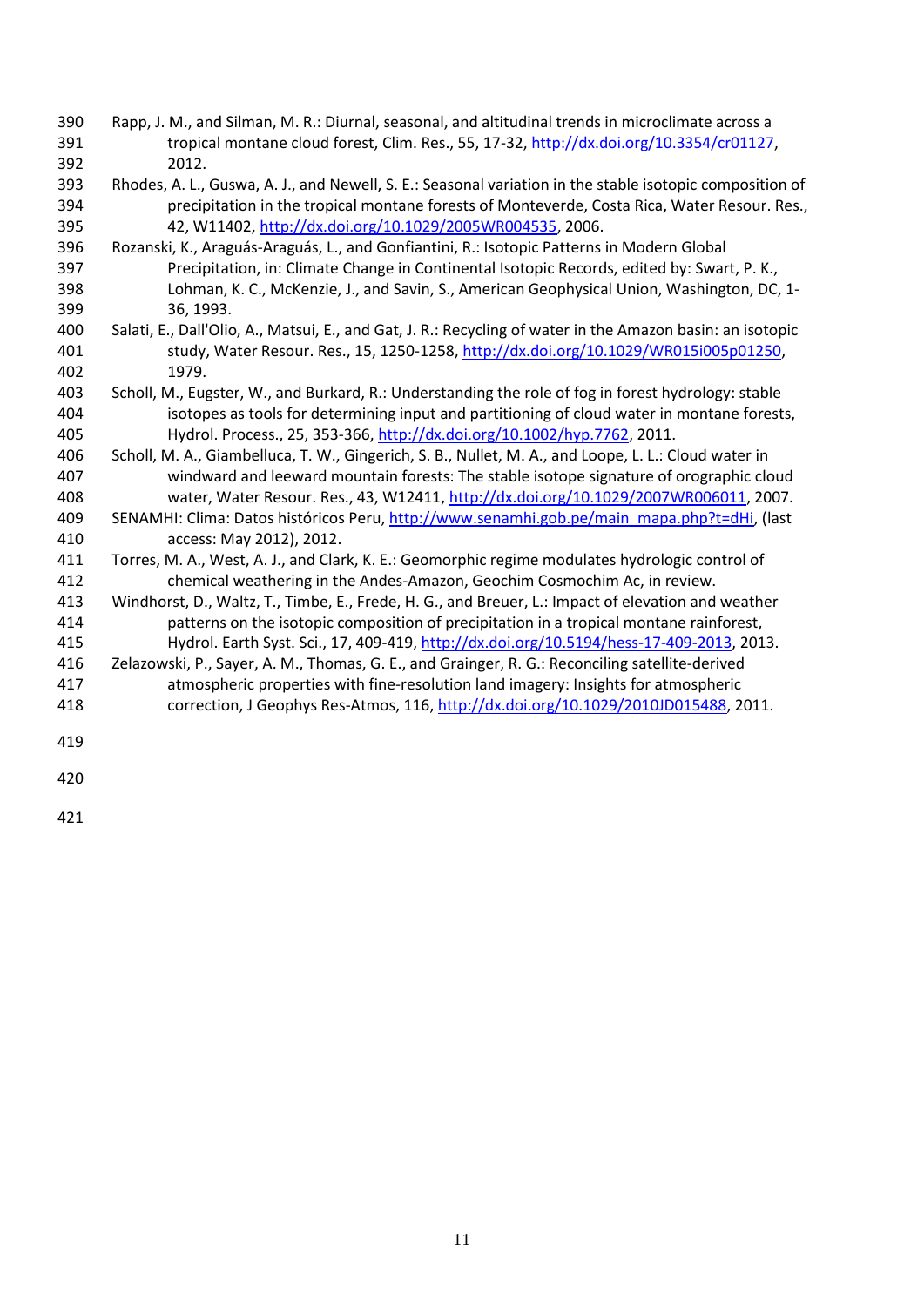Rapp, J. M., and Silman, M. R.: Diurnal, seasonal, and altitudinal trends in microclimate across a tropical montane cloud forest, Clim. Res., 55, 17-32, http://dx.doi.org/10.3354/cr01127, 2012.

Rhodes, A. L., Guswa, A. J., and Newell, S. E.: Seasonal variation in the stable isotopic composition of precipitation in the tropical montane forests of Monteverde, Costa Rica, Water Resour. Res., 42, W11402, http://dx.doi.org/10.1029/2005WR004535, 2006.

Rozanski, K., Araguás-Araguás, L., and Gonfiantini, R.: Isotopic Patterns in Modern Global Precipitation, in: Climate Change in Continental Isotopic Records, edited by: Swart, P. K., Lohman, K. C., McKenzie, J., and Savin, S., American Geophysical Union, Washington, DC, 1-36, 1993.

Salati, E., Dall'Olio, A., Matsui, E., and Gat, J. R.: Recycling of water in the Amazon basin: an isotopic study, Water Resour. Res., 15, 1250-1258, http://dx.doi.org/10.1029/WR015i005p01250, 1979.

Scholl, M., Eugster, W., and Burkard, R.: Understanding the role of fog in forest hydrology: stable isotopes as tools for determining input and partitioning of cloud water in montane forests, Hydrol. Process., 25, 353-366, http://dx.doi.org/10.1002/hyp.7762, 2011.

Scholl, M. A., Giambelluca, T. W., Gingerich, S. B., Nullet, M. A., and Loope, L. L.: Cloud water in windward and leeward mountain forests: The stable isotope signature of orographic cloud water, Water Resour. Res., 43, W12411, http://dx.doi.org/10.1029/2007WR006011, 2007.

SENAMHI: Clima: Datos históricos Peru, http://www.senamhi.gob.pe/main_mapa.php?t=dHi, (last access: May 2012), 2012.

Torres, M. A., West, A. J., and Clark, K. E.: Geomorphic regime modulates hydrologic control of chemical weathering in the Andes-Amazon, Geochim Cosmochim Ac, in review.

Windhorst, D., Waltz, T., Timbe, E., Frede, H. G., and Breuer, L.: Impact of elevation and weather patterns on the isotopic composition of precipitation in a tropical montane rainforest, Hydrol. Earth Syst. Sci., 17, 409-419, http://dx.doi.org/10.5194/hess-17-409-2013, 2013.

Zelazowski, P., Sayer, A. M., Thomas, G. E., and Grainger, R. G.: Reconciling satellite-derived atmospheric properties with fine-resolution land imagery: Insights for atmospheric correction, J Geophys Res-Atmos, 116, http://dx.doi.org/10.1029/2010JD015488, 2011.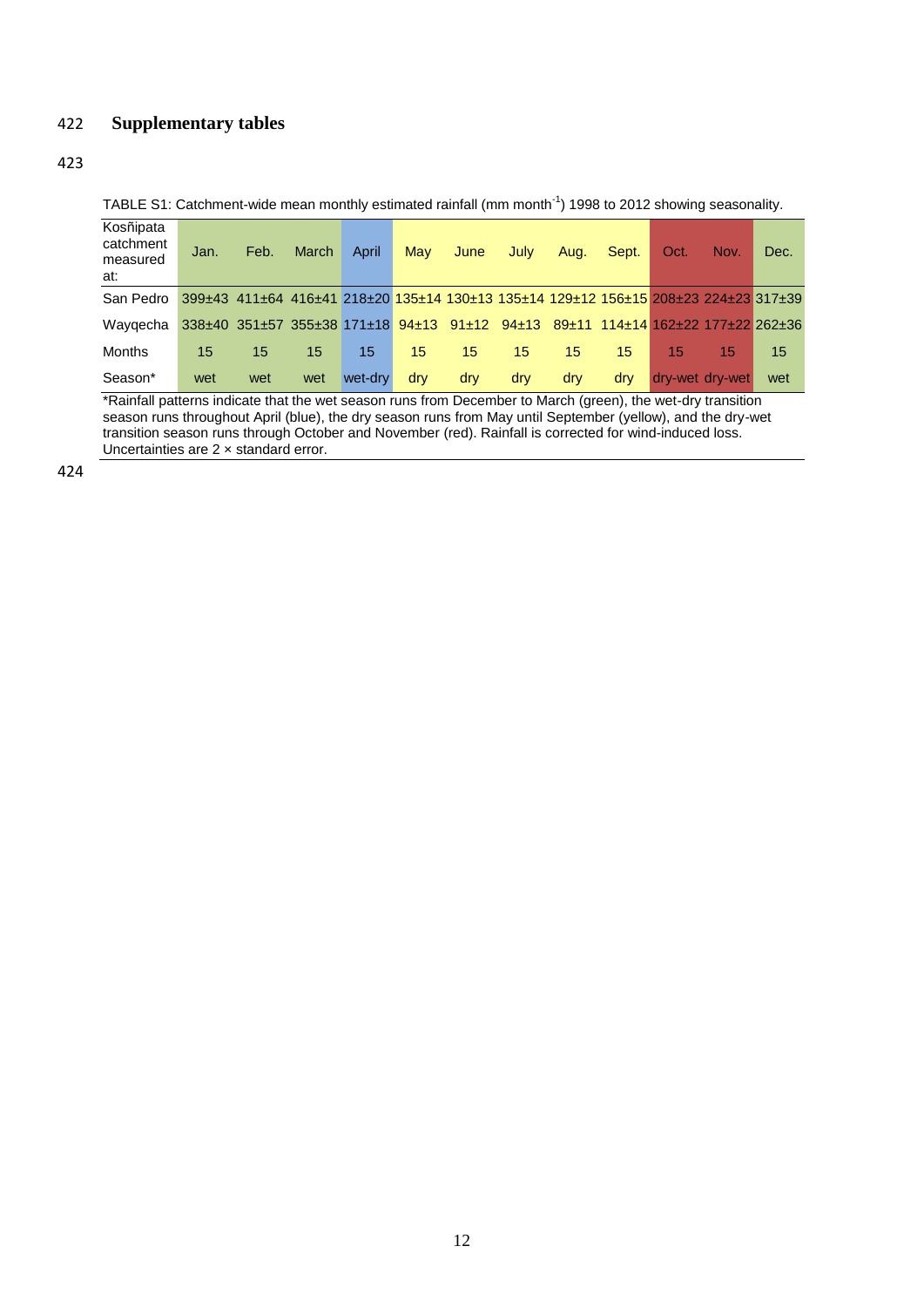## Supplementary tables

TABLE S1: Catchment-wide mean monthly estimated rainfall (mm month$^{-1}$) 1998 to 2012 showing seasonality.

| Kosñipata catchment measured at: | Jan. | Feb. | March | April | May | June | July | Aug. | Sept. | Oct. | Nov. | Dec. |
|---|---|---|---|---|---|---|---|---|---|---|---|---|
| San Pedro | 399±43 | 411±64 | 416±41 | 218±20 | 135±14 | 130±13 | 135±14 | 129±12 | 156±15 | 208±23 | 224±23 | 317±39 |
| Wayqecha | 338±40 | 351±57 | 355±38 | 171±18 | 94±13 | 91±12 | 94±13 | 89±11 | 114±14 | 162±22 | 177±22 | 262±36 |
| Months | 15 | 15 | 15 | 15 | 15 | 15 | 15 | 15 | 15 | 15 | 15 | 15 |
| Season* | wet | wet | wet | wet-dry | dry | dry | dry | dry | dry | dry-wet | dry-wet | wet |

*Rainfall patterns indicate that the wet season runs from December to March (green), the wet-dry transition season runs throughout April (blue), the dry season runs from May until September (yellow), and the dry-wet transition season runs through October and November (red). Rainfall is corrected for wind-induced loss. Uncertainties are 2 × standard error.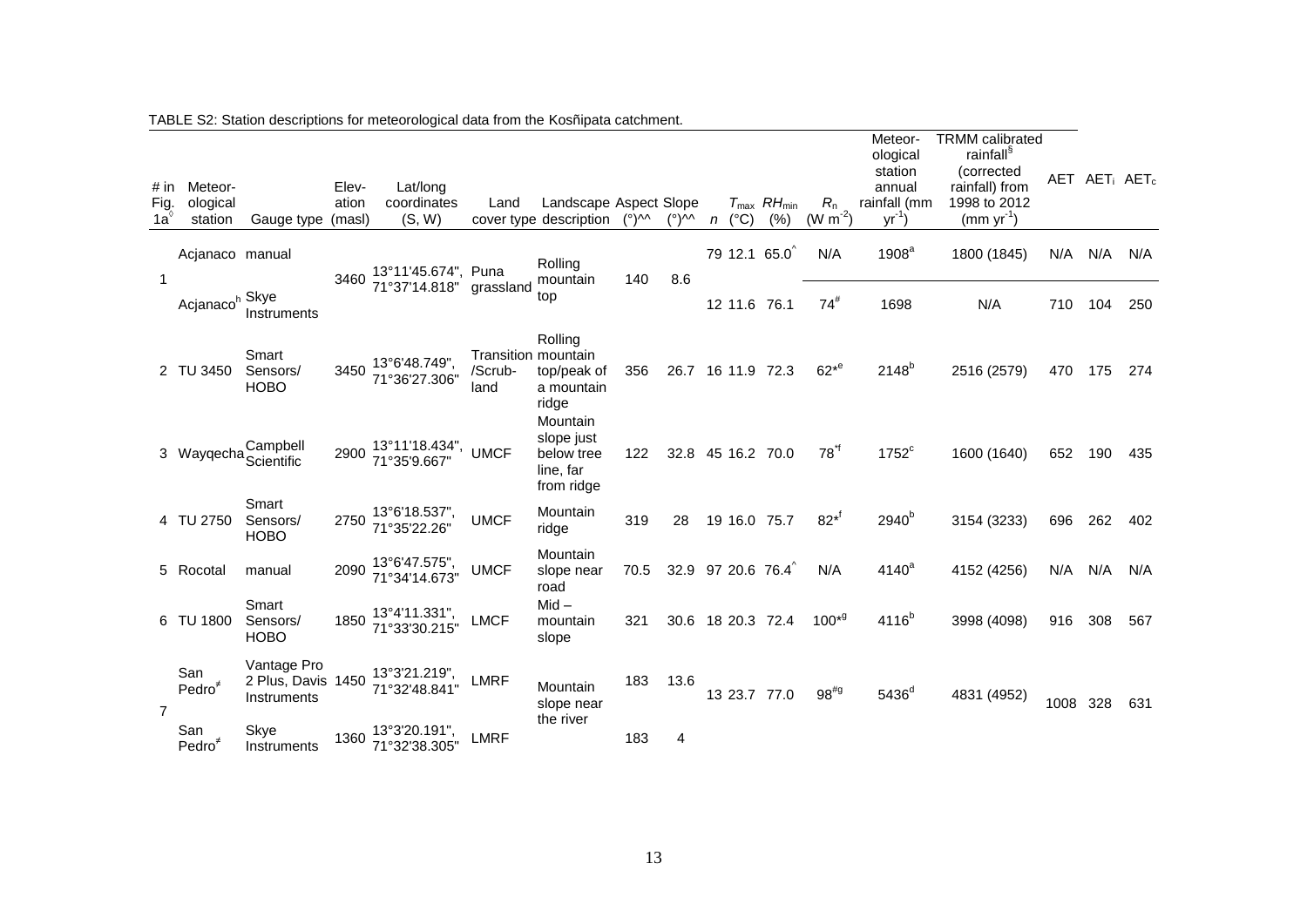TABLE S2: Station descriptions for meteorological data from the Kosñipata catchment.

| # in Fig. 1a[◊] | Meteor-ological station | Gauge type | Elev-ation (masl) | Lat/long coordinates (S, W) | Land cover type | Landscape description | Aspect (°)^^ | Slope (°)^^ | $n$ | $T_{max}$ (°C) | $RH_{min}$ (%) | $R_n$ (W m$^{-2}$) | Meteor-ological station annual rainfall (mm yr$^{-1}$) | TRMM calibrated rainfall[§] (corrected rainfall) from 1998 to 2012 (mm yr$^{-1}$) | AET | $AET_i$ | $AET_c$ |
|---|---|---|---|---|---|---|---|---|---|---|---|---|---|---|---|---|---|
| 1 | Acjanaco | manual | 3460 | 13°11'45.674", 71°37'14.818" | Puna grassland | Rolling mountain top | 140 | 8.6 | 79 | 12.1 | 65.0[^] | N/A | 1908[a] | 1800 (1845) | N/A | N/A | N/A |
| | Acjanaco[h] | Skye Instruments | | | | | | | 12 | 11.6 | 76.1 | 74[#] | 1698 | N/A | 710 | 104 | 250 |
| 2 | TU 3450 | Smart Sensors/ HOBO | 3450 | 13°6'48.749", 71°36'27.306" | Transition /Scrub-land | Rolling mountain top/peak of a mountain ridge | 356 | 26.7 | 16 | 11.9 | 72.3 | 62*[e] | 2148[b] | 2516 (2579) | 470 | 175 | 274 |
| 3 | Wayqecha | Campbell Scientific | 2900 | 13°11'18.434", 71°35'9.667" | UMCF | Mountain slope just below tree line, far from ridge | 122 | 32.8 | 45 | 16.2 | 70.0 | 78*[f] | 1752[c] | 1600 (1640) | 652 | 190 | 435 |
| 4 | TU 2750 | Smart Sensors/ HOBO | 2750 | 13°6'18.537", 71°35'22.26" | UMCF | Mountain ridge | 319 | 28 | 19 | 16.0 | 75.7 | 82*[f] | 2940[b] | 3154 (3233) | 696 | 262 | 402 |
| 5 | Rocotal | manual | 2090 | 13°6'47.575", 71°34'14.673" | UMCF | Mountain slope near road | 70.5 | 32.9 | 97 | 20.6 | 76.4[^] | N/A | 4140[a] | 4152 (4256) | N/A | N/A | N/A |
| 6 | TU 1800 | Smart Sensors/ HOBO | 1850 | 13°4'11.331", 71°33'30.215" | LMCF | Mid – mountain slope | 321 | 30.6 | 18 | 20.3 | 72.4 | 100*[g] | 4116[b] | 3998 (4098) | 916 | 308 | 567 |
| 7 | San Pedro[≠] | Vantage Pro 2 Plus, Davis Instruments | 1450 | 13°3'21.219", 71°32'48.841" | LMRF | Mountain slope near the river | 183 | 13.6 | 13 | 23.7 | 77.0 | 98[#g] | 5436[d] | 4831 (4952) | 1008 | 328 | 631 |
| | San Pedro[≠] | Skye Instruments | 1360 | 13°3'20.191", 71°32'38.305" | LMRF | | 183 | 4 | | | | | | | | | |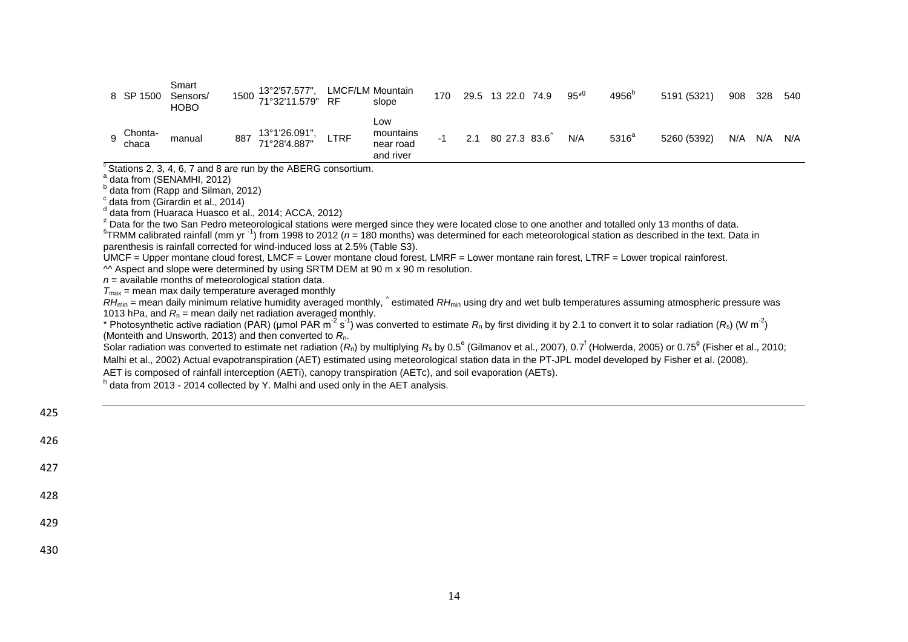| 8 | SP 1500 | Smart Sensors/ HOBO | 1500 | 13°2'57.577", 71°32'11.579" | LMCF/LM RF | Mountain slope | 170 | 29.5 | 13 | 22.0 | 74.9 | 95*[g] | 4956[b] | 5191 (5321) | 908 | 328 | 540 |
|---|---|---|---|---|---|---|---|---|---|---|---|---|---|---|---|---|---|
| 9 | Chonta-chaca | manual | 887 | 13°1'26.091", 71°28'4.887" | LTRF | Low mountains near road and river | -1 | 2.1 | 80 | 27.3 | 83.6^ | N/A | 5316[a] | 5260 (5392) | N/A | N/A | N/A |

[◊] Stations 2, 3, 4, 6, 7 and 8 are run by the ABERG consortium.
[a] data from (SENAMHI, 2012)
[b] data from (Rapp and Silman, 2012)
[c] data from (Girardin et al., 2014)
[d] data from (Huaraca Huasco et al., 2014; ACCA, 2012)
[≠] Data for the two San Pedro meteorological stations were merged since they were located close to one another and totalled only 13 months of data.
[§]TRMM calibrated rainfall (mm yr $^{-1}$) from 1998 to 2012 ($n$ = 180 months) was determined for each meteorological station as described in the text. Data in parenthesis is rainfall corrected for wind-induced loss at 2.5% (Table S3).
UMCF = Upper montane cloud forest, LMCF = Lower montane cloud forest, LMRF = Lower montane rain forest, LTRF = Lower tropical rainforest.
^^ Aspect and slope were determined by using SRTM DEM at 90 m x 90 m resolution.
$n$ = available months of meteorological station data.
$T_{max}$ = mean max daily temperature averaged monthly
$RH_{min}$ = mean daily minimum relative humidity averaged monthly, ^ estimated $RH_{min}$ using dry and wet bulb temperatures assuming atmospheric pressure was 1013 hPa, and $R_n$ = mean daily net radiation averaged monthly.
* Photosynthetic active radiation (PAR) (μmol PAR m$^{-2}$ s$^{-1}$) was converted to estimate $R_n$ by first dividing it by 2.1 to convert it to solar radiation ($R_s$) (W m$^{-2}$) (Monteith and Unsworth, 2013) and then converted to $R_n$.
Solar radiation was converted to estimate net radiation ($R_n$) by multiplying $R_s$ by 0.5[e] (Gilmanov et al., 2007), 0.7[f] (Holwerda, 2005) or 0.75[g] (Fisher et al., 2010; Malhi et al., 2002) Actual evapotranspiration (AET) estimated using meteorological station data in the PT-JPL model developed by Fisher et al. (2008).
AET is composed of rainfall interception (AETi), canopy transpiration (AETc), and soil evaporation (AETs).
[h] data from 2013 - 2014 collected by Y. Malhi and used only in the AET analysis.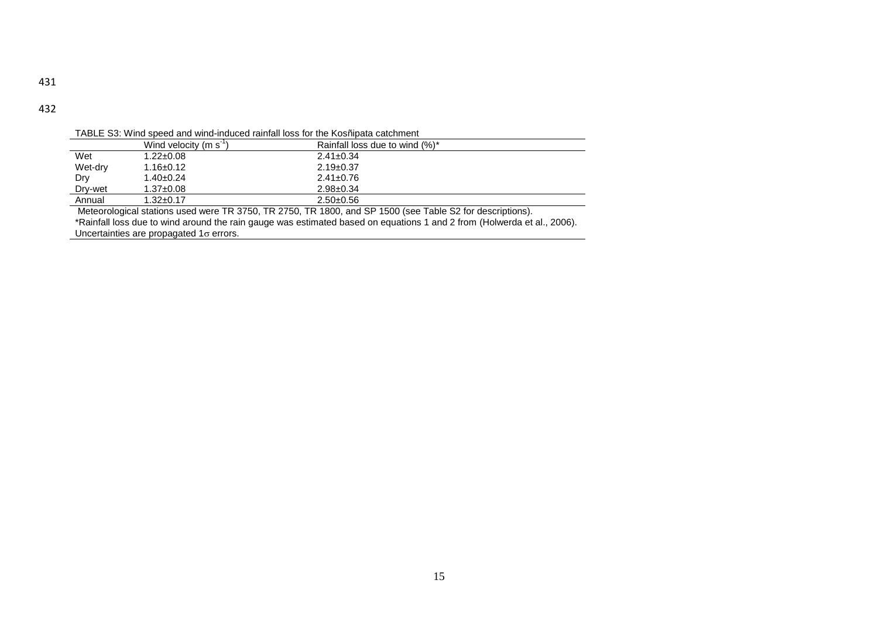TABLE S3: Wind speed and wind-induced rainfall loss for the Kosñipata catchment

| | Wind velocity (m $s^{-1}$) | Rainfall loss due to wind (%)* |
|---|---|---|
| Wet | 1.22±0.08 | 2.41±0.34 |
| Wet-dry | 1.16±0.12 | 2.19±0.37 |
| Dry | 1.40±0.24 | 2.41±0.76 |
| Dry-wet | 1.37±0.08 | 2.98±0.34 |
| Annual | 1.32±0.17 | 2.50±0.56 |

Meteorological stations used were TR 3750, TR 2750, TR 1800, and SP 1500 (see Table S2 for descriptions).
*Rainfall loss due to wind around the rain gauge was estimated based on equations 1 and 2 from (Holwerda et al., 2006).
Uncertainties are propagated 1$\sigma$ errors.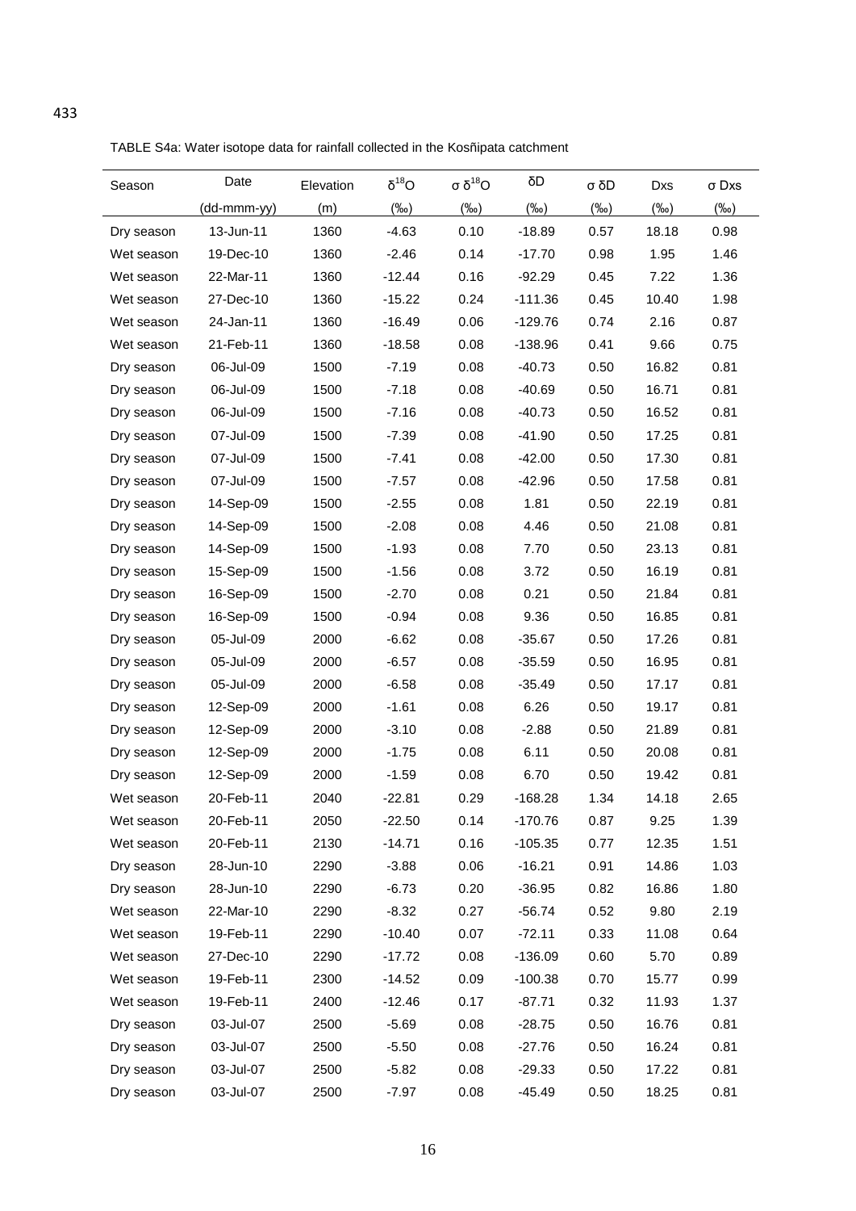TABLE S4a: Water isotope data for rainfall collected in the Kosñipata catchment

| Season | Date (dd-mmm-yy) | Elevation (m) | $\delta^{18}O$ (‰) | $\sigma\ \delta^{18}O$ (‰) | δD (‰) | σ δD (‰) | Dxs (‰) | σ Dxs (‰) |
|---|---|---|---|---|---|---|---|---|
| Dry season | 13-Jun-11 | 1360 | -4.63 | 0.10 | -18.89 | 0.57 | 18.18 | 0.98 |
| Wet season | 19-Dec-10 | 1360 | -2.46 | 0.14 | -17.70 | 0.98 | 1.95 | 1.46 |
| Wet season | 22-Mar-11 | 1360 | -12.44 | 0.16 | -92.29 | 0.45 | 7.22 | 1.36 |
| Wet season | 27-Dec-10 | 1360 | -15.22 | 0.24 | -111.36 | 0.45 | 10.40 | 1.98 |
| Wet season | 24-Jan-11 | 1360 | -16.49 | 0.06 | -129.76 | 0.74 | 2.16 | 0.87 |
| Wet season | 21-Feb-11 | 1360 | -18.58 | 0.08 | -138.96 | 0.41 | 9.66 | 0.75 |
| Dry season | 06-Jul-09 | 1500 | -7.19 | 0.08 | -40.73 | 0.50 | 16.82 | 0.81 |
| Dry season | 06-Jul-09 | 1500 | -7.18 | 0.08 | -40.69 | 0.50 | 16.71 | 0.81 |
| Dry season | 06-Jul-09 | 1500 | -7.16 | 0.08 | -40.73 | 0.50 | 16.52 | 0.81 |
| Dry season | 07-Jul-09 | 1500 | -7.39 | 0.08 | -41.90 | 0.50 | 17.25 | 0.81 |
| Dry season | 07-Jul-09 | 1500 | -7.41 | 0.08 | -42.00 | 0.50 | 17.30 | 0.81 |
| Dry season | 07-Jul-09 | 1500 | -7.57 | 0.08 | -42.96 | 0.50 | 17.58 | 0.81 |
| Dry season | 14-Sep-09 | 1500 | -2.55 | 0.08 | 1.81 | 0.50 | 22.19 | 0.81 |
| Dry season | 14-Sep-09 | 1500 | -2.08 | 0.08 | 4.46 | 0.50 | 21.08 | 0.81 |
| Dry season | 14-Sep-09 | 1500 | -1.93 | 0.08 | 7.70 | 0.50 | 23.13 | 0.81 |
| Dry season | 15-Sep-09 | 1500 | -1.56 | 0.08 | 3.72 | 0.50 | 16.19 | 0.81 |
| Dry season | 16-Sep-09 | 1500 | -2.70 | 0.08 | 0.21 | 0.50 | 21.84 | 0.81 |
| Dry season | 16-Sep-09 | 1500 | -0.94 | 0.08 | 9.36 | 0.50 | 16.85 | 0.81 |
| Dry season | 05-Jul-09 | 2000 | -6.62 | 0.08 | -35.67 | 0.50 | 17.26 | 0.81 |
| Dry season | 05-Jul-09 | 2000 | -6.57 | 0.08 | -35.59 | 0.50 | 16.95 | 0.81 |
| Dry season | 05-Jul-09 | 2000 | -6.58 | 0.08 | -35.49 | 0.50 | 17.17 | 0.81 |
| Dry season | 12-Sep-09 | 2000 | -1.61 | 0.08 | 6.26 | 0.50 | 19.17 | 0.81 |
| Dry season | 12-Sep-09 | 2000 | -3.10 | 0.08 | -2.88 | 0.50 | 21.89 | 0.81 |
| Dry season | 12-Sep-09 | 2000 | -1.75 | 0.08 | 6.11 | 0.50 | 20.08 | 0.81 |
| Dry season | 12-Sep-09 | 2000 | -1.59 | 0.08 | 6.70 | 0.50 | 19.42 | 0.81 |
| Wet season | 20-Feb-11 | 2040 | -22.81 | 0.29 | -168.28 | 1.34 | 14.18 | 2.65 |
| Wet season | 20-Feb-11 | 2050 | -22.50 | 0.14 | -170.76 | 0.87 | 9.25 | 1.39 |
| Wet season | 20-Feb-11 | 2130 | -14.71 | 0.16 | -105.35 | 0.77 | 12.35 | 1.51 |
| Dry season | 28-Jun-10 | 2290 | -3.88 | 0.06 | -16.21 | 0.91 | 14.86 | 1.03 |
| Dry season | 28-Jun-10 | 2290 | -6.73 | 0.20 | -36.95 | 0.82 | 16.86 | 1.80 |
| Wet season | 22-Mar-10 | 2290 | -8.32 | 0.27 | -56.74 | 0.52 | 9.80 | 2.19 |
| Wet season | 19-Feb-11 | 2290 | -10.40 | 0.07 | -72.11 | 0.33 | 11.08 | 0.64 |
| Wet season | 27-Dec-10 | 2290 | -17.72 | 0.08 | -136.09 | 0.60 | 5.70 | 0.89 |
| Wet season | 19-Feb-11 | 2300 | -14.52 | 0.09 | -100.38 | 0.70 | 15.77 | 0.99 |
| Wet season | 19-Feb-11 | 2400 | -12.46 | 0.17 | -87.71 | 0.32 | 11.93 | 1.37 |
| Dry season | 03-Jul-07 | 2500 | -5.69 | 0.08 | -28.75 | 0.50 | 16.76 | 0.81 |
| Dry season | 03-Jul-07 | 2500 | -5.50 | 0.08 | -27.76 | 0.50 | 16.24 | 0.81 |
| Dry season | 03-Jul-07 | 2500 | -5.82 | 0.08 | -29.33 | 0.50 | 17.22 | 0.81 |
| Dry season | 03-Jul-07 | 2500 | -7.97 | 0.08 | -45.49 | 0.50 | 18.25 | 0.81 |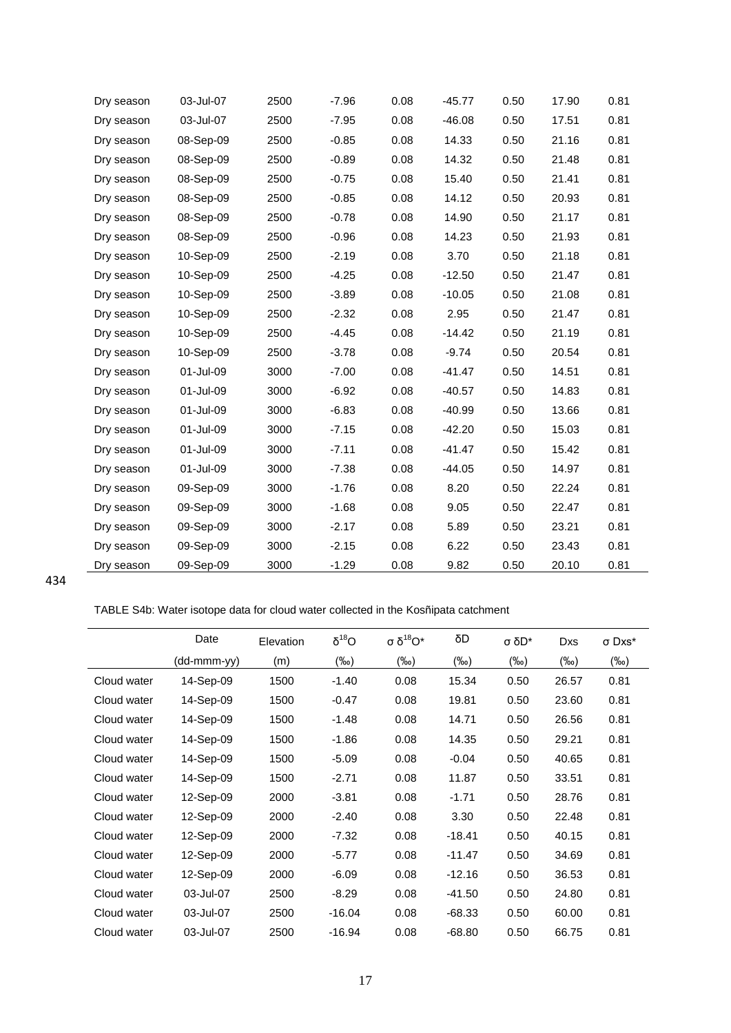| | | | | | | | | |
|---|---|---|---|---|---|---|---|---|
| Dry season | 03-Jul-07 | 2500 | -7.96 | 0.08 | -45.77 | 0.50 | 17.90 | 0.81 |
| Dry season | 03-Jul-07 | 2500 | -7.95 | 0.08 | -46.08 | 0.50 | 17.51 | 0.81 |
| Dry season | 08-Sep-09 | 2500 | -0.85 | 0.08 | 14.33 | 0.50 | 21.16 | 0.81 |
| Dry season | 08-Sep-09 | 2500 | -0.89 | 0.08 | 14.32 | 0.50 | 21.48 | 0.81 |
| Dry season | 08-Sep-09 | 2500 | -0.75 | 0.08 | 15.40 | 0.50 | 21.41 | 0.81 |
| Dry season | 08-Sep-09 | 2500 | -0.85 | 0.08 | 14.12 | 0.50 | 20.93 | 0.81 |
| Dry season | 08-Sep-09 | 2500 | -0.78 | 0.08 | 14.90 | 0.50 | 21.17 | 0.81 |
| Dry season | 08-Sep-09 | 2500 | -0.96 | 0.08 | 14.23 | 0.50 | 21.93 | 0.81 |
| Dry season | 10-Sep-09 | 2500 | -2.19 | 0.08 | 3.70 | 0.50 | 21.18 | 0.81 |
| Dry season | 10-Sep-09 | 2500 | -4.25 | 0.08 | -12.50 | 0.50 | 21.47 | 0.81 |
| Dry season | 10-Sep-09 | 2500 | -3.89 | 0.08 | -10.05 | 0.50 | 21.08 | 0.81 |
| Dry season | 10-Sep-09 | 2500 | -2.32 | 0.08 | 2.95 | 0.50 | 21.47 | 0.81 |
| Dry season | 10-Sep-09 | 2500 | -4.45 | 0.08 | -14.42 | 0.50 | 21.19 | 0.81 |
| Dry season | 10-Sep-09 | 2500 | -3.78 | 0.08 | -9.74 | 0.50 | 20.54 | 0.81 |
| Dry season | 01-Jul-09 | 3000 | -7.00 | 0.08 | -41.47 | 0.50 | 14.51 | 0.81 |
| Dry season | 01-Jul-09 | 3000 | -6.92 | 0.08 | -40.57 | 0.50 | 14.83 | 0.81 |
| Dry season | 01-Jul-09 | 3000 | -6.83 | 0.08 | -40.99 | 0.50 | 13.66 | 0.81 |
| Dry season | 01-Jul-09 | 3000 | -7.15 | 0.08 | -42.20 | 0.50 | 15.03 | 0.81 |
| Dry season | 01-Jul-09 | 3000 | -7.11 | 0.08 | -41.47 | 0.50 | 15.42 | 0.81 |
| Dry season | 01-Jul-09 | 3000 | -7.38 | 0.08 | -44.05 | 0.50 | 14.97 | 0.81 |
| Dry season | 09-Sep-09 | 3000 | -1.76 | 0.08 | 8.20 | 0.50 | 22.24 | 0.81 |
| Dry season | 09-Sep-09 | 3000 | -1.68 | 0.08 | 9.05 | 0.50 | 22.47 | 0.81 |
| Dry season | 09-Sep-09 | 3000 | -2.17 | 0.08 | 5.89 | 0.50 | 23.21 | 0.81 |
| Dry season | 09-Sep-09 | 3000 | -2.15 | 0.08 | 6.22 | 0.50 | 23.43 | 0.81 |
| Dry season | 09-Sep-09 | 3000 | -1.29 | 0.08 | 9.82 | 0.50 | 20.10 | 0.81 |

434

TABLE S4b: Water isotope data for cloud water collected in the Kosñipata catchment

| | Date | Elevation | $\delta^{18}O$ | $\sigma\ \delta^{18}O$* | δD | σ δD* | Dxs | σ Dxs* |
|---|---|---|---|---|---|---|---|---|
| | (dd-mmm-yy) | (m) | (‰) | (‰) | (‰) | (‰) | (‰) | (‰) |
| Cloud water | 14-Sep-09 | 1500 | -1.40 | 0.08 | 15.34 | 0.50 | 26.57 | 0.81 |
| Cloud water | 14-Sep-09 | 1500 | -0.47 | 0.08 | 19.81 | 0.50 | 23.60 | 0.81 |
| Cloud water | 14-Sep-09 | 1500 | -1.48 | 0.08 | 14.71 | 0.50 | 26.56 | 0.81 |
| Cloud water | 14-Sep-09 | 1500 | -1.86 | 0.08 | 14.35 | 0.50 | 29.21 | 0.81 |
| Cloud water | 14-Sep-09 | 1500 | -5.09 | 0.08 | -0.04 | 0.50 | 40.65 | 0.81 |
| Cloud water | 14-Sep-09 | 1500 | -2.71 | 0.08 | 11.87 | 0.50 | 33.51 | 0.81 |
| Cloud water | 12-Sep-09 | 2000 | -3.81 | 0.08 | -1.71 | 0.50 | 28.76 | 0.81 |
| Cloud water | 12-Sep-09 | 2000 | -2.40 | 0.08 | 3.30 | 0.50 | 22.48 | 0.81 |
| Cloud water | 12-Sep-09 | 2000 | -7.32 | 0.08 | -18.41 | 0.50 | 40.15 | 0.81 |
| Cloud water | 12-Sep-09 | 2000 | -5.77 | 0.08 | -11.47 | 0.50 | 34.69 | 0.81 |
| Cloud water | 12-Sep-09 | 2000 | -6.09 | 0.08 | -12.16 | 0.50 | 36.53 | 0.81 |
| Cloud water | 03-Jul-07 | 2500 | -8.29 | 0.08 | -41.50 | 0.50 | 24.80 | 0.81 |
| Cloud water | 03-Jul-07 | 2500 | -16.04 | 0.08 | -68.33 | 0.50 | 60.00 | 0.81 |
| Cloud water | 03-Jul-07 | 2500 | -16.94 | 0.08 | -68.80 | 0.50 | 66.75 | 0.81 |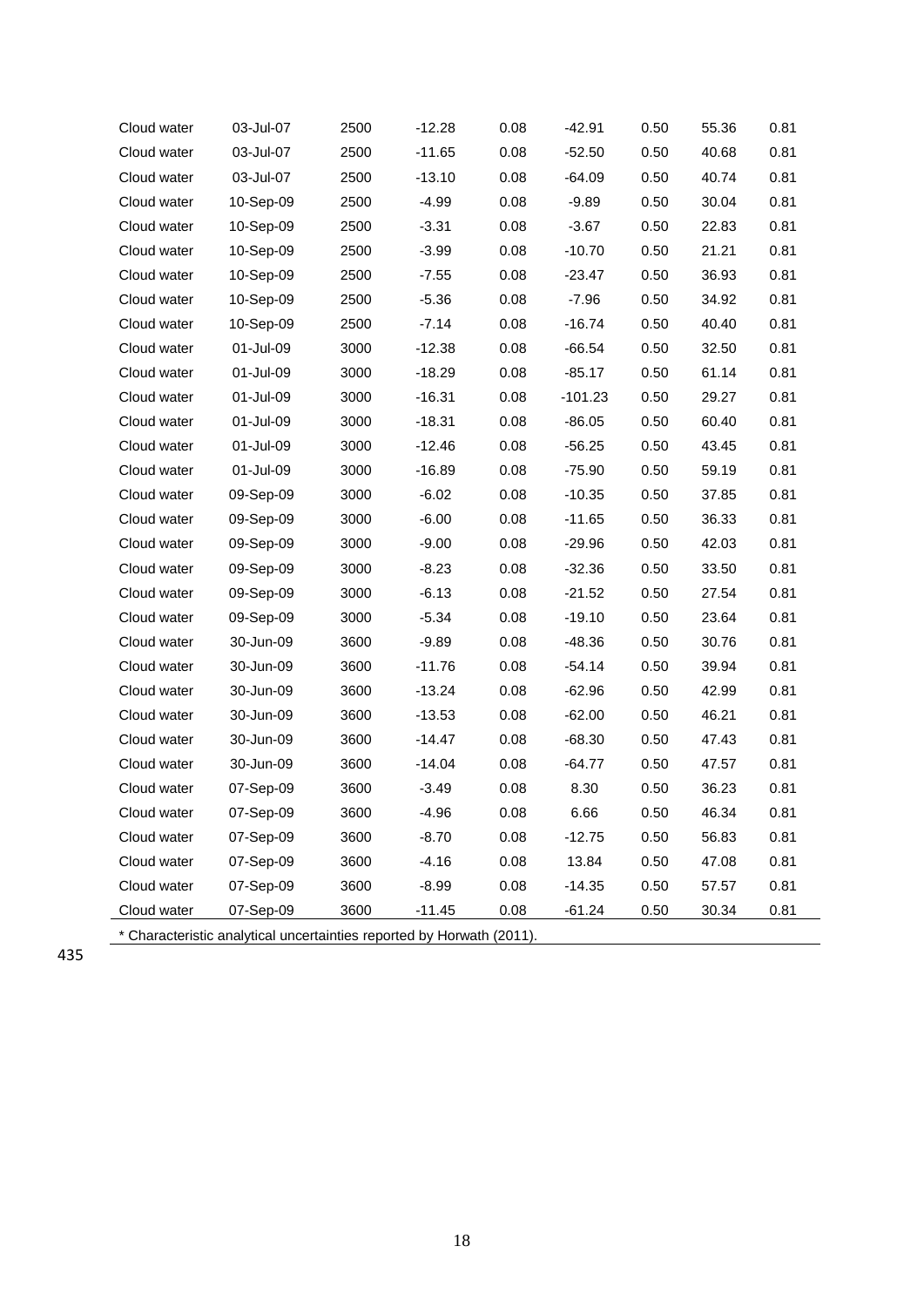| | | | | | | | | |
|---|---|---|---|---|---|---|---|---|
| Cloud water | 03-Jul-07 | 2500 | -12.28 | 0.08 | -42.91 | 0.50 | 55.36 | 0.81 |
| Cloud water | 03-Jul-07 | 2500 | -11.65 | 0.08 | -52.50 | 0.50 | 40.68 | 0.81 |
| Cloud water | 03-Jul-07 | 2500 | -13.10 | 0.08 | -64.09 | 0.50 | 40.74 | 0.81 |
| Cloud water | 10-Sep-09 | 2500 | -4.99 | 0.08 | -9.89 | 0.50 | 30.04 | 0.81 |
| Cloud water | 10-Sep-09 | 2500 | -3.31 | 0.08 | -3.67 | 0.50 | 22.83 | 0.81 |
| Cloud water | 10-Sep-09 | 2500 | -3.99 | 0.08 | -10.70 | 0.50 | 21.21 | 0.81 |
| Cloud water | 10-Sep-09 | 2500 | -7.55 | 0.08 | -23.47 | 0.50 | 36.93 | 0.81 |
| Cloud water | 10-Sep-09 | 2500 | -5.36 | 0.08 | -7.96 | 0.50 | 34.92 | 0.81 |
| Cloud water | 10-Sep-09 | 2500 | -7.14 | 0.08 | -16.74 | 0.50 | 40.40 | 0.81 |
| Cloud water | 01-Jul-09 | 3000 | -12.38 | 0.08 | -66.54 | 0.50 | 32.50 | 0.81 |
| Cloud water | 01-Jul-09 | 3000 | -18.29 | 0.08 | -85.17 | 0.50 | 61.14 | 0.81 |
| Cloud water | 01-Jul-09 | 3000 | -16.31 | 0.08 | -101.23 | 0.50 | 29.27 | 0.81 |
| Cloud water | 01-Jul-09 | 3000 | -18.31 | 0.08 | -86.05 | 0.50 | 60.40 | 0.81 |
| Cloud water | 01-Jul-09 | 3000 | -12.46 | 0.08 | -56.25 | 0.50 | 43.45 | 0.81 |
| Cloud water | 01-Jul-09 | 3000 | -16.89 | 0.08 | -75.90 | 0.50 | 59.19 | 0.81 |
| Cloud water | 09-Sep-09 | 3000 | -6.02 | 0.08 | -10.35 | 0.50 | 37.85 | 0.81 |
| Cloud water | 09-Sep-09 | 3000 | -6.00 | 0.08 | -11.65 | 0.50 | 36.33 | 0.81 |
| Cloud water | 09-Sep-09 | 3000 | -9.00 | 0.08 | -29.96 | 0.50 | 42.03 | 0.81 |
| Cloud water | 09-Sep-09 | 3000 | -8.23 | 0.08 | -32.36 | 0.50 | 33.50 | 0.81 |
| Cloud water | 09-Sep-09 | 3000 | -6.13 | 0.08 | -21.52 | 0.50 | 27.54 | 0.81 |
| Cloud water | 09-Sep-09 | 3000 | -5.34 | 0.08 | -19.10 | 0.50 | 23.64 | 0.81 |
| Cloud water | 30-Jun-09 | 3600 | -9.89 | 0.08 | -48.36 | 0.50 | 30.76 | 0.81 |
| Cloud water | 30-Jun-09 | 3600 | -11.76 | 0.08 | -54.14 | 0.50 | 39.94 | 0.81 |
| Cloud water | 30-Jun-09 | 3600 | -13.24 | 0.08 | -62.96 | 0.50 | 42.99 | 0.81 |
| Cloud water | 30-Jun-09 | 3600 | -13.53 | 0.08 | -62.00 | 0.50 | 46.21 | 0.81 |
| Cloud water | 30-Jun-09 | 3600 | -14.47 | 0.08 | -68.30 | 0.50 | 47.43 | 0.81 |
| Cloud water | 30-Jun-09 | 3600 | -14.04 | 0.08 | -64.77 | 0.50 | 47.57 | 0.81 |
| Cloud water | 07-Sep-09 | 3600 | -3.49 | 0.08 | 8.30 | 0.50 | 36.23 | 0.81 |
| Cloud water | 07-Sep-09 | 3600 | -4.96 | 0.08 | 6.66 | 0.50 | 46.34 | 0.81 |
| Cloud water | 07-Sep-09 | 3600 | -8.70 | 0.08 | -12.75 | 0.50 | 56.83 | 0.81 |
| Cloud water | 07-Sep-09 | 3600 | -4.16 | 0.08 | 13.84 | 0.50 | 47.08 | 0.81 |
| Cloud water | 07-Sep-09 | 3600 | -8.99 | 0.08 | -14.35 | 0.50 | 57.57 | 0.81 |
| Cloud water | 07-Sep-09 | 3600 | -11.45 | 0.08 | -61.24 | 0.50 | 30.34 | 0.81 |

* Characteristic analytical uncertainties reported by Horwath (2011).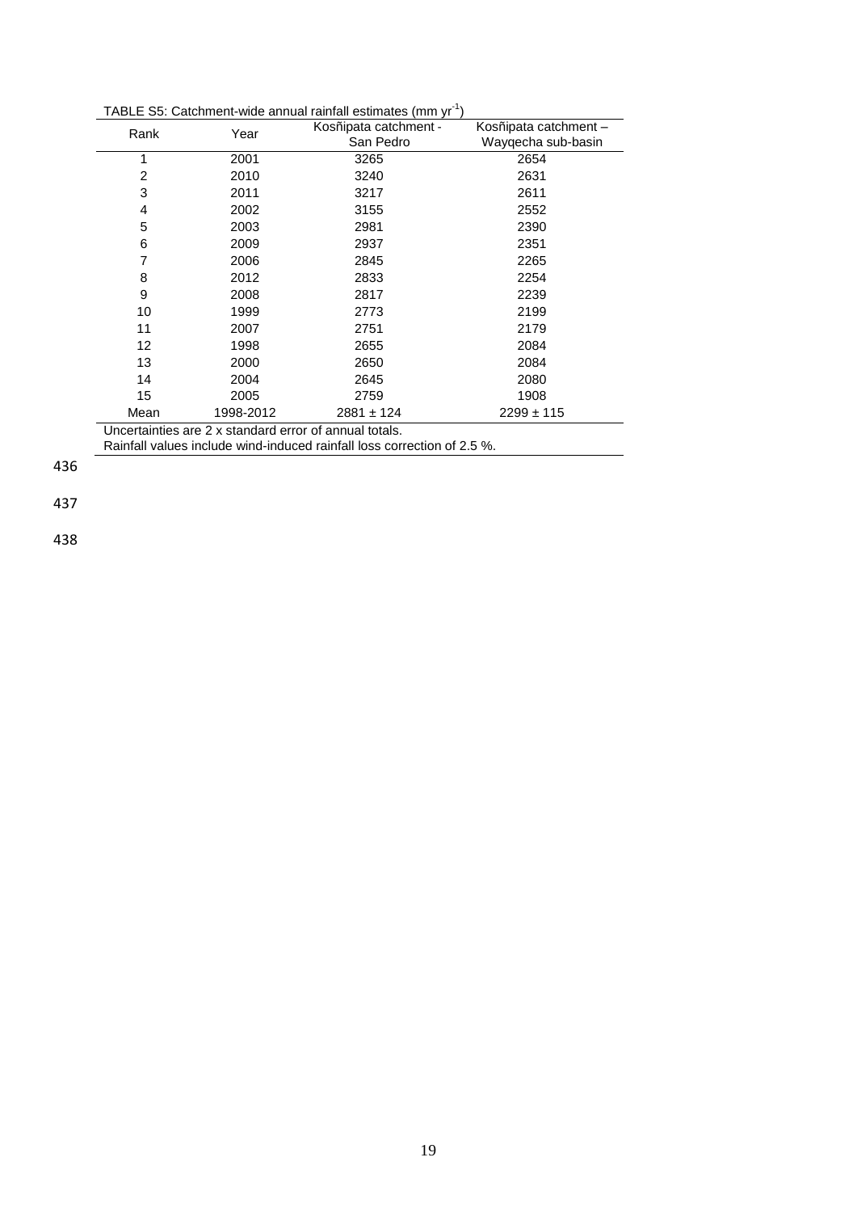TABLE S5: Catchment-wide annual rainfall estimates (mm $yr^{-1}$)

| Rank | Year | Kosñipata catchment - San Pedro | Kosñipata catchment – Wayqecha sub-basin |
|---|---|---|---|
| 1 | 2001 | 3265 | 2654 |
| 2 | 2010 | 3240 | 2631 |
| 3 | 2011 | 3217 | 2611 |
| 4 | 2002 | 3155 | 2552 |
| 5 | 2003 | 2981 | 2390 |
| 6 | 2009 | 2937 | 2351 |
| 7 | 2006 | 2845 | 2265 |
| 8 | 2012 | 2833 | 2254 |
| 9 | 2008 | 2817 | 2239 |
| 10 | 1999 | 2773 | 2199 |
| 11 | 2007 | 2751 | 2179 |
| 12 | 1998 | 2655 | 2084 |
| 13 | 2000 | 2650 | 2084 |
| 14 | 2004 | 2645 | 2080 |
| 15 | 2005 | 2759 | 1908 |
| Mean | 1998-2012 | 2881 ± 124 | 2299 ± 115 |

Uncertainties are 2 x standard error of annual totals.
Rainfall values include wind-induced rainfall loss correction of 2.5 %.

436

437

438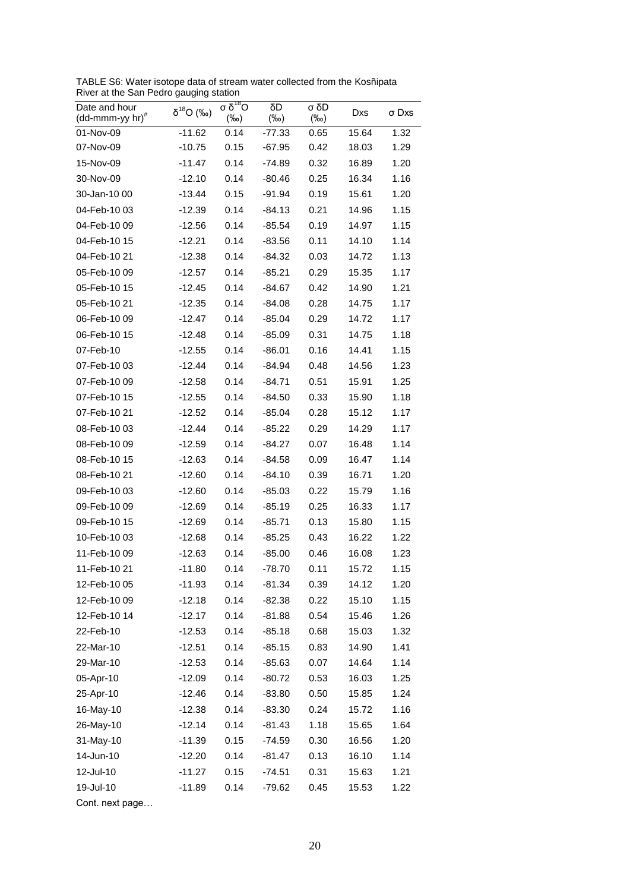TABLE S6: Water isotope data of stream water collected from the Kosñipata River at the San Pedro gauging station

| Date and hour (dd-mmm-yy hr)[#] | $\delta^{18}O$ (‰) | $\sigma\ \delta^{18}O$ (‰) | $\delta D$ (‰) | $\sigma\ \delta D$ (‰) | Dxs | $\sigma$ Dxs |
|---|---|---|---|---|---|---|
| 01-Nov-09 | -11.62 | 0.14 | -77.33 | 0.65 | 15.64 | 1.32 |
| 07-Nov-09 | -10.75 | 0.15 | -67.95 | 0.42 | 18.03 | 1.29 |
| 15-Nov-09 | -11.47 | 0.14 | -74.89 | 0.32 | 16.89 | 1.20 |
| 30-Nov-09 | -12.10 | 0.14 | -80.46 | 0.25 | 16.34 | 1.16 |
| 30-Jan-10 00 | -13.44 | 0.15 | -91.94 | 0.19 | 15.61 | 1.20 |
| 04-Feb-10 03 | -12.39 | 0.14 | -84.13 | 0.21 | 14.96 | 1.15 |
| 04-Feb-10 09 | -12.56 | 0.14 | -85.54 | 0.19 | 14.97 | 1.15 |
| 04-Feb-10 15 | -12.21 | 0.14 | -83.56 | 0.11 | 14.10 | 1.14 |
| 04-Feb-10 21 | -12.38 | 0.14 | -84.32 | 0.03 | 14.72 | 1.13 |
| 05-Feb-10 09 | -12.57 | 0.14 | -85.21 | 0.29 | 15.35 | 1.17 |
| 05-Feb-10 15 | -12.45 | 0.14 | -84.67 | 0.42 | 14.90 | 1.21 |
| 05-Feb-10 21 | -12.35 | 0.14 | -84.08 | 0.28 | 14.75 | 1.17 |
| 06-Feb-10 09 | -12.47 | 0.14 | -85.04 | 0.29 | 14.72 | 1.17 |
| 06-Feb-10 15 | -12.48 | 0.14 | -85.09 | 0.31 | 14.75 | 1.18 |
| 07-Feb-10 | -12.55 | 0.14 | -86.01 | 0.16 | 14.41 | 1.15 |
| 07-Feb-10 03 | -12.44 | 0.14 | -84.94 | 0.48 | 14.56 | 1.23 |
| 07-Feb-10 09 | -12.58 | 0.14 | -84.71 | 0.51 | 15.91 | 1.25 |
| 07-Feb-10 15 | -12.55 | 0.14 | -84.50 | 0.33 | 15.90 | 1.18 |
| 07-Feb-10 21 | -12.52 | 0.14 | -85.04 | 0.28 | 15.12 | 1.17 |
| 08-Feb-10 03 | -12.44 | 0.14 | -85.22 | 0.29 | 14.29 | 1.17 |
| 08-Feb-10 09 | -12.59 | 0.14 | -84.27 | 0.07 | 16.48 | 1.14 |
| 08-Feb-10 15 | -12.63 | 0.14 | -84.58 | 0.09 | 16.47 | 1.14 |
| 08-Feb-10 21 | -12.60 | 0.14 | -84.10 | 0.39 | 16.71 | 1.20 |
| 09-Feb-10 03 | -12.60 | 0.14 | -85.03 | 0.22 | 15.79 | 1.16 |
| 09-Feb-10 09 | -12.69 | 0.14 | -85.19 | 0.25 | 16.33 | 1.17 |
| 09-Feb-10 15 | -12.69 | 0.14 | -85.71 | 0.13 | 15.80 | 1.15 |
| 10-Feb-10 03 | -12.68 | 0.14 | -85.25 | 0.43 | 16.22 | 1.22 |
| 11-Feb-10 09 | -12.63 | 0.14 | -85.00 | 0.46 | 16.08 | 1.23 |
| 11-Feb-10 21 | -11.80 | 0.14 | -78.70 | 0.11 | 15.72 | 1.15 |
| 12-Feb-10 05 | -11.93 | 0.14 | -81.34 | 0.39 | 14.12 | 1.20 |
| 12-Feb-10 09 | -12.18 | 0.14 | -82.38 | 0.22 | 15.10 | 1.15 |
| 12-Feb-10 14 | -12.17 | 0.14 | -81.88 | 0.54 | 15.46 | 1.26 |
| 22-Feb-10 | -12.53 | 0.14 | -85.18 | 0.68 | 15.03 | 1.32 |
| 22-Mar-10 | -12.51 | 0.14 | -85.15 | 0.83 | 14.90 | 1.41 |
| 29-Mar-10 | -12.53 | 0.14 | -85.63 | 0.07 | 14.64 | 1.14 |
| 05-Apr-10 | -12.09 | 0.14 | -80.72 | 0.53 | 16.03 | 1.25 |
| 25-Apr-10 | -12.46 | 0.14 | -83.80 | 0.50 | 15.85 | 1.24 |
| 16-May-10 | -12.38 | 0.14 | -83.30 | 0.24 | 15.72 | 1.16 |
| 26-May-10 | -12.14 | 0.14 | -81.43 | 1.18 | 15.65 | 1.64 |
| 31-May-10 | -11.39 | 0.15 | -74.59 | 0.30 | 16.56 | 1.20 |
| 14-Jun-10 | -12.20 | 0.14 | -81.47 | 0.13 | 16.10 | 1.14 |
| 12-Jul-10 | -11.27 | 0.15 | -74.51 | 0.31 | 15.63 | 1.21 |
| 19-Jul-10 | -11.89 | 0.14 | -79.62 | 0.45 | 15.53 | 1.22 |

Cont. next page…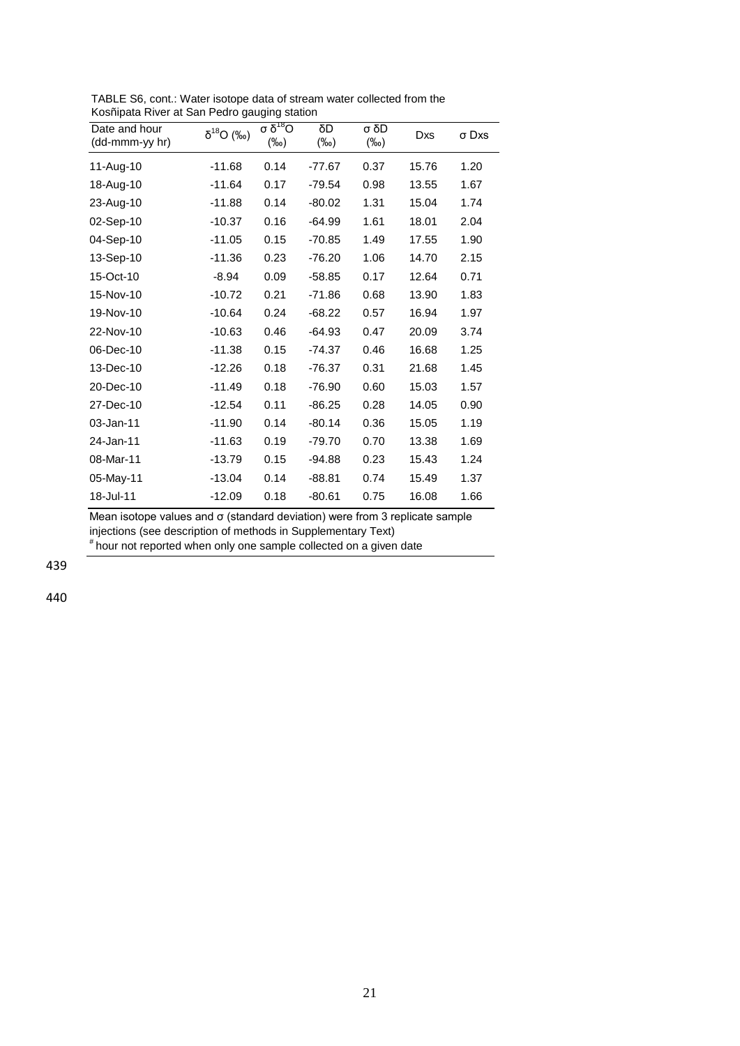TABLE S6, cont.: Water isotope data of stream water collected from the Kosñipata River at San Pedro gauging station

| Date and hour (dd-mmm-yy hr) | $\delta^{18}O$ (‰) | σ $\delta^{18}O$ (‰) | δD (‰) | σ δD (‰) | Dxs | σ Dxs |
|---|---|---|---|---|---|---|
| 11-Aug-10 | -11.68 | 0.14 | -77.67 | 0.37 | 15.76 | 1.20 |
| 18-Aug-10 | -11.64 | 0.17 | -79.54 | 0.98 | 13.55 | 1.67 |
| 23-Aug-10 | -11.88 | 0.14 | -80.02 | 1.31 | 15.04 | 1.74 |
| 02-Sep-10 | -10.37 | 0.16 | -64.99 | 1.61 | 18.01 | 2.04 |
| 04-Sep-10 | -11.05 | 0.15 | -70.85 | 1.49 | 17.55 | 1.90 |
| 13-Sep-10 | -11.36 | 0.23 | -76.20 | 1.06 | 14.70 | 2.15 |
| 15-Oct-10 | -8.94 | 0.09 | -58.85 | 0.17 | 12.64 | 0.71 |
| 15-Nov-10 | -10.72 | 0.21 | -71.86 | 0.68 | 13.90 | 1.83 |
| 19-Nov-10 | -10.64 | 0.24 | -68.22 | 0.57 | 16.94 | 1.97 |
| 22-Nov-10 | -10.63 | 0.46 | -64.93 | 0.47 | 20.09 | 3.74 |
| 06-Dec-10 | -11.38 | 0.15 | -74.37 | 0.46 | 16.68 | 1.25 |
| 13-Dec-10 | -12.26 | 0.18 | -76.37 | 0.31 | 21.68 | 1.45 |
| 20-Dec-10 | -11.49 | 0.18 | -76.90 | 0.60 | 15.03 | 1.57 |
| 27-Dec-10 | -12.54 | 0.11 | -86.25 | 0.28 | 14.05 | 0.90 |
| 03-Jan-11 | -11.90 | 0.14 | -80.14 | 0.36 | 15.05 | 1.19 |
| 24-Jan-11 | -11.63 | 0.19 | -79.70 | 0.70 | 13.38 | 1.69 |
| 08-Mar-11 | -13.79 | 0.15 | -94.88 | 0.23 | 15.43 | 1.24 |
| 05-May-11 | -13.04 | 0.14 | -88.81 | 0.74 | 15.49 | 1.37 |
| 18-Jul-11 | -12.09 | 0.18 | -80.61 | 0.75 | 16.08 | 1.66 |

Mean isotope values and σ (standard deviation) were from 3 replicate sample injections (see description of methods in Supplementary Text)
[#] hour not reported when only one sample collected on a given date

439

440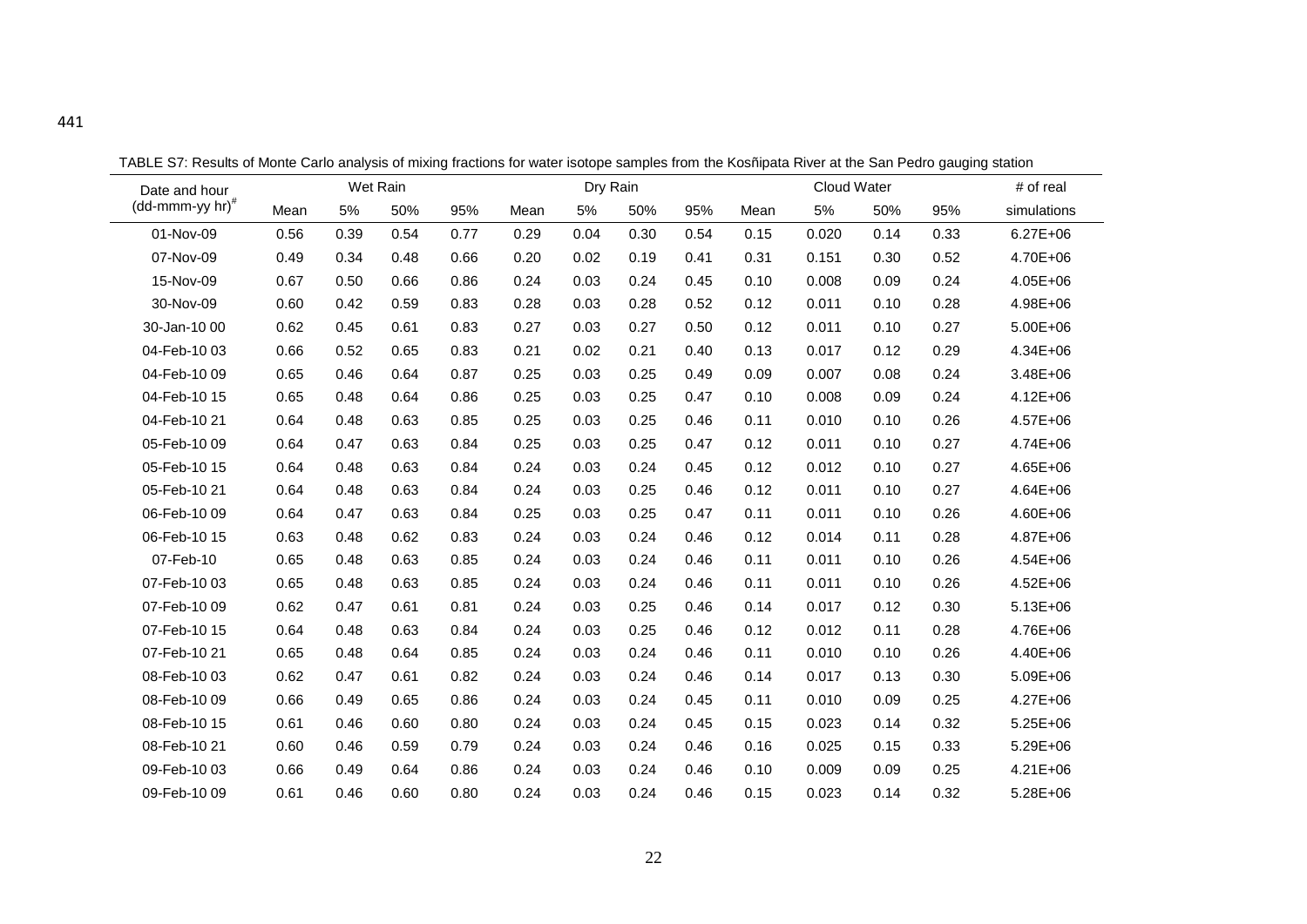441

TABLE S7: Results of Monte Carlo analysis of mixing fractions for water isotope samples from the Kosñipata River at the San Pedro gauging station

| Date and hour (dd-mmm-yy hr)[#] | Wet Rain | | | | Dry Rain | | | | Cloud Water | | | | # of real simulations |
|---|---|---|---|---|---|---|---|---|---|---|---|---|---|
| | Mean | 5% | 50% | 95% | Mean | 5% | 50% | 95% | Mean | 5% | 50% | 95% | |
| 01-Nov-09 | 0.56 | 0.39 | 0.54 | 0.77 | 0.29 | 0.04 | 0.30 | 0.54 | 0.15 | 0.020 | 0.14 | 0.33 | 6.27E+06 |
| 07-Nov-09 | 0.49 | 0.34 | 0.48 | 0.66 | 0.20 | 0.02 | 0.19 | 0.41 | 0.31 | 0.151 | 0.30 | 0.52 | 4.70E+06 |
| 15-Nov-09 | 0.67 | 0.50 | 0.66 | 0.86 | 0.24 | 0.03 | 0.24 | 0.45 | 0.10 | 0.008 | 0.09 | 0.24 | 4.05E+06 |
| 30-Nov-09 | 0.60 | 0.42 | 0.59 | 0.83 | 0.28 | 0.03 | 0.28 | 0.52 | 0.12 | 0.011 | 0.10 | 0.28 | 4.98E+06 |
| 30-Jan-10 00 | 0.62 | 0.45 | 0.61 | 0.83 | 0.27 | 0.03 | 0.27 | 0.50 | 0.12 | 0.011 | 0.10 | 0.27 | 5.00E+06 |
| 04-Feb-10 03 | 0.66 | 0.52 | 0.65 | 0.83 | 0.21 | 0.02 | 0.21 | 0.40 | 0.13 | 0.017 | 0.12 | 0.29 | 4.34E+06 |
| 04-Feb-10 09 | 0.65 | 0.46 | 0.64 | 0.87 | 0.25 | 0.03 | 0.25 | 0.49 | 0.09 | 0.007 | 0.08 | 0.24 | 3.48E+06 |
| 04-Feb-10 15 | 0.65 | 0.48 | 0.64 | 0.86 | 0.25 | 0.03 | 0.25 | 0.47 | 0.10 | 0.008 | 0.09 | 0.24 | 4.12E+06 |
| 04-Feb-10 21 | 0.64 | 0.48 | 0.63 | 0.85 | 0.25 | 0.03 | 0.25 | 0.46 | 0.11 | 0.010 | 0.10 | 0.26 | 4.57E+06 |
| 05-Feb-10 09 | 0.64 | 0.47 | 0.63 | 0.84 | 0.25 | 0.03 | 0.25 | 0.47 | 0.12 | 0.011 | 0.10 | 0.27 | 4.74E+06 |
| 05-Feb-10 15 | 0.64 | 0.48 | 0.63 | 0.84 | 0.24 | 0.03 | 0.24 | 0.45 | 0.12 | 0.012 | 0.10 | 0.27 | 4.65E+06 |
| 05-Feb-10 21 | 0.64 | 0.48 | 0.63 | 0.84 | 0.24 | 0.03 | 0.25 | 0.46 | 0.12 | 0.011 | 0.10 | 0.27 | 4.64E+06 |
| 06-Feb-10 09 | 0.64 | 0.47 | 0.63 | 0.84 | 0.25 | 0.03 | 0.25 | 0.47 | 0.11 | 0.011 | 0.10 | 0.26 | 4.60E+06 |
| 06-Feb-10 15 | 0.63 | 0.48 | 0.62 | 0.83 | 0.24 | 0.03 | 0.24 | 0.46 | 0.12 | 0.014 | 0.11 | 0.28 | 4.87E+06 |
| 07-Feb-10 | 0.65 | 0.48 | 0.63 | 0.85 | 0.24 | 0.03 | 0.24 | 0.46 | 0.11 | 0.011 | 0.10 | 0.26 | 4.54E+06 |
| 07-Feb-10 03 | 0.65 | 0.48 | 0.63 | 0.85 | 0.24 | 0.03 | 0.24 | 0.46 | 0.11 | 0.011 | 0.10 | 0.26 | 4.52E+06 |
| 07-Feb-10 09 | 0.62 | 0.47 | 0.61 | 0.81 | 0.24 | 0.03 | 0.25 | 0.46 | 0.14 | 0.017 | 0.12 | 0.30 | 5.13E+06 |
| 07-Feb-10 15 | 0.64 | 0.48 | 0.63 | 0.84 | 0.24 | 0.03 | 0.25 | 0.46 | 0.12 | 0.012 | 0.11 | 0.28 | 4.76E+06 |
| 07-Feb-10 21 | 0.65 | 0.48 | 0.64 | 0.85 | 0.24 | 0.03 | 0.24 | 0.46 | 0.11 | 0.010 | 0.10 | 0.26 | 4.40E+06 |
| 08-Feb-10 03 | 0.62 | 0.47 | 0.61 | 0.82 | 0.24 | 0.03 | 0.24 | 0.46 | 0.14 | 0.017 | 0.13 | 0.30 | 5.09E+06 |
| 08-Feb-10 09 | 0.66 | 0.49 | 0.65 | 0.86 | 0.24 | 0.03 | 0.24 | 0.45 | 0.11 | 0.010 | 0.09 | 0.25 | 4.27E+06 |
| 08-Feb-10 15 | 0.61 | 0.46 | 0.60 | 0.80 | 0.24 | 0.03 | 0.24 | 0.45 | 0.15 | 0.023 | 0.14 | 0.32 | 5.25E+06 |
| 08-Feb-10 21 | 0.60 | 0.46 | 0.59 | 0.79 | 0.24 | 0.03 | 0.24 | 0.46 | 0.16 | 0.025 | 0.15 | 0.33 | 5.29E+06 |
| 09-Feb-10 03 | 0.66 | 0.49 | 0.64 | 0.86 | 0.24 | 0.03 | 0.24 | 0.46 | 0.10 | 0.009 | 0.09 | 0.25 | 4.21E+06 |
| 09-Feb-10 09 | 0.61 | 0.46 | 0.60 | 0.80 | 0.24 | 0.03 | 0.24 | 0.46 | 0.15 | 0.023 | 0.14 | 0.32 | 5.28E+06 |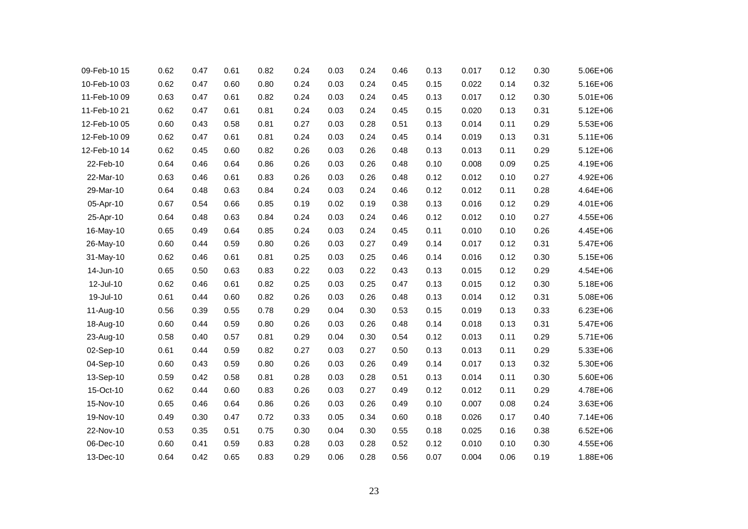| | | | | | | | | | | | | | |
|---|---|---|---|---|---|---|---|---|---|---|---|---|---|
| 09-Feb-10 15 | 0.62 | 0.47 | 0.61 | 0.82 | 0.24 | 0.03 | 0.24 | 0.46 | 0.13 | 0.017 | 0.12 | 0.30 | 5.06E+06 |
| 10-Feb-10 03 | 0.62 | 0.47 | 0.60 | 0.80 | 0.24 | 0.03 | 0.24 | 0.45 | 0.15 | 0.022 | 0.14 | 0.32 | 5.16E+06 |
| 11-Feb-10 09 | 0.63 | 0.47 | 0.61 | 0.82 | 0.24 | 0.03 | 0.24 | 0.45 | 0.13 | 0.017 | 0.12 | 0.30 | 5.01E+06 |
| 11-Feb-10 21 | 0.62 | 0.47 | 0.61 | 0.81 | 0.24 | 0.03 | 0.24 | 0.45 | 0.15 | 0.020 | 0.13 | 0.31 | 5.12E+06 |
| 12-Feb-10 05 | 0.60 | 0.43 | 0.58 | 0.81 | 0.27 | 0.03 | 0.28 | 0.51 | 0.13 | 0.014 | 0.11 | 0.29 | 5.53E+06 |
| 12-Feb-10 09 | 0.62 | 0.47 | 0.61 | 0.81 | 0.24 | 0.03 | 0.24 | 0.45 | 0.14 | 0.019 | 0.13 | 0.31 | 5.11E+06 |
| 12-Feb-10 14 | 0.62 | 0.45 | 0.60 | 0.82 | 0.26 | 0.03 | 0.26 | 0.48 | 0.13 | 0.013 | 0.11 | 0.29 | 5.12E+06 |
| 22-Feb-10 | 0.64 | 0.46 | 0.64 | 0.86 | 0.26 | 0.03 | 0.26 | 0.48 | 0.10 | 0.008 | 0.09 | 0.25 | 4.19E+06 |
| 22-Mar-10 | 0.63 | 0.46 | 0.61 | 0.83 | 0.26 | 0.03 | 0.26 | 0.48 | 0.12 | 0.012 | 0.10 | 0.27 | 4.92E+06 |
| 29-Mar-10 | 0.64 | 0.48 | 0.63 | 0.84 | 0.24 | 0.03 | 0.24 | 0.46 | 0.12 | 0.012 | 0.11 | 0.28 | 4.64E+06 |
| 05-Apr-10 | 0.67 | 0.54 | 0.66 | 0.85 | 0.19 | 0.02 | 0.19 | 0.38 | 0.13 | 0.016 | 0.12 | 0.29 | 4.01E+06 |
| 25-Apr-10 | 0.64 | 0.48 | 0.63 | 0.84 | 0.24 | 0.03 | 0.24 | 0.46 | 0.12 | 0.012 | 0.10 | 0.27 | 4.55E+06 |
| 16-May-10 | 0.65 | 0.49 | 0.64 | 0.85 | 0.24 | 0.03 | 0.24 | 0.45 | 0.11 | 0.010 | 0.10 | 0.26 | 4.45E+06 |
| 26-May-10 | 0.60 | 0.44 | 0.59 | 0.80 | 0.26 | 0.03 | 0.27 | 0.49 | 0.14 | 0.017 | 0.12 | 0.31 | 5.47E+06 |
| 31-May-10 | 0.62 | 0.46 | 0.61 | 0.81 | 0.25 | 0.03 | 0.25 | 0.46 | 0.14 | 0.016 | 0.12 | 0.30 | 5.15E+06 |
| 14-Jun-10 | 0.65 | 0.50 | 0.63 | 0.83 | 0.22 | 0.03 | 0.22 | 0.43 | 0.13 | 0.015 | 0.12 | 0.29 | 4.54E+06 |
| 12-Jul-10 | 0.62 | 0.46 | 0.61 | 0.82 | 0.25 | 0.03 | 0.25 | 0.47 | 0.13 | 0.015 | 0.12 | 0.30 | 5.18E+06 |
| 19-Jul-10 | 0.61 | 0.44 | 0.60 | 0.82 | 0.26 | 0.03 | 0.26 | 0.48 | 0.13 | 0.014 | 0.12 | 0.31 | 5.08E+06 |
| 11-Aug-10 | 0.56 | 0.39 | 0.55 | 0.78 | 0.29 | 0.04 | 0.30 | 0.53 | 0.15 | 0.019 | 0.13 | 0.33 | 6.23E+06 |
| 18-Aug-10 | 0.60 | 0.44 | 0.59 | 0.80 | 0.26 | 0.03 | 0.26 | 0.48 | 0.14 | 0.018 | 0.13 | 0.31 | 5.47E+06 |
| 23-Aug-10 | 0.58 | 0.40 | 0.57 | 0.81 | 0.29 | 0.04 | 0.30 | 0.54 | 0.12 | 0.013 | 0.11 | 0.29 | 5.71E+06 |
| 02-Sep-10 | 0.61 | 0.44 | 0.59 | 0.82 | 0.27 | 0.03 | 0.27 | 0.50 | 0.13 | 0.013 | 0.11 | 0.29 | 5.33E+06 |
| 04-Sep-10 | 0.60 | 0.43 | 0.59 | 0.80 | 0.26 | 0.03 | 0.26 | 0.49 | 0.14 | 0.017 | 0.13 | 0.32 | 5.30E+06 |
| 13-Sep-10 | 0.59 | 0.42 | 0.58 | 0.81 | 0.28 | 0.03 | 0.28 | 0.51 | 0.13 | 0.014 | 0.11 | 0.30 | 5.60E+06 |
| 15-Oct-10 | 0.62 | 0.44 | 0.60 | 0.83 | 0.26 | 0.03 | 0.27 | 0.49 | 0.12 | 0.012 | 0.11 | 0.29 | 4.78E+06 |
| 15-Nov-10 | 0.65 | 0.46 | 0.64 | 0.86 | 0.26 | 0.03 | 0.26 | 0.49 | 0.10 | 0.007 | 0.08 | 0.24 | 3.63E+06 |
| 19-Nov-10 | 0.49 | 0.30 | 0.47 | 0.72 | 0.33 | 0.05 | 0.34 | 0.60 | 0.18 | 0.026 | 0.17 | 0.40 | 7.14E+06 |
| 22-Nov-10 | 0.53 | 0.35 | 0.51 | 0.75 | 0.30 | 0.04 | 0.30 | 0.55 | 0.18 | 0.025 | 0.16 | 0.38 | 6.52E+06 |
| 06-Dec-10 | 0.60 | 0.41 | 0.59 | 0.83 | 0.28 | 0.03 | 0.28 | 0.52 | 0.12 | 0.010 | 0.10 | 0.30 | 4.55E+06 |
| 13-Dec-10 | 0.64 | 0.42 | 0.65 | 0.83 | 0.29 | 0.06 | 0.28 | 0.56 | 0.07 | 0.004 | 0.06 | 0.19 | 1.88E+06 |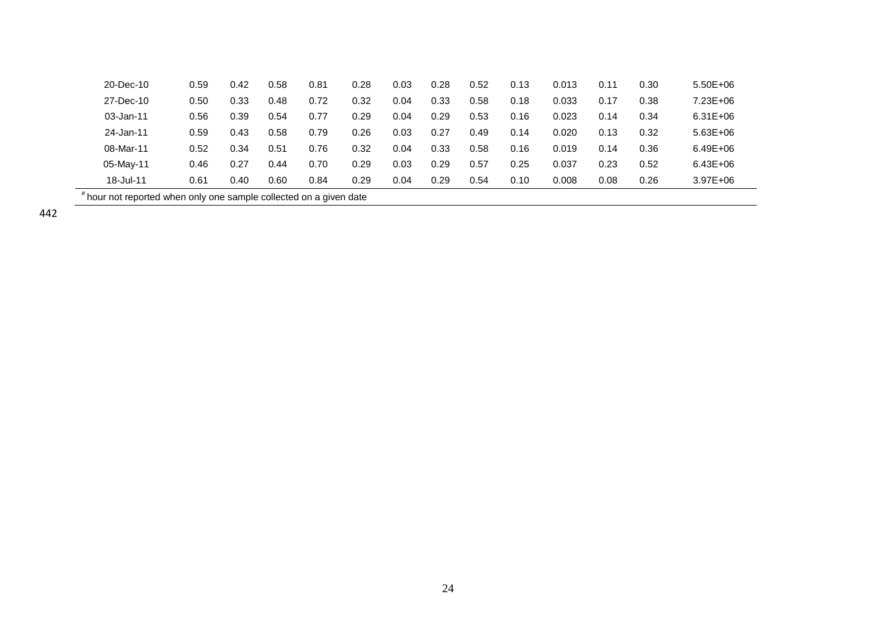| | | | | | | | | | | | | | |
|---|---|---|---|---|---|---|---|---|---|---|---|---|---|
| 20-Dec-10 | 0.59 | 0.42 | 0.58 | 0.81 | 0.28 | 0.03 | 0.28 | 0.52 | 0.13 | 0.013 | 0.11 | 0.30 | 5.50E+06 |
| 27-Dec-10 | 0.50 | 0.33 | 0.48 | 0.72 | 0.32 | 0.04 | 0.33 | 0.58 | 0.18 | 0.033 | 0.17 | 0.38 | 7.23E+06 |
| 03-Jan-11 | 0.56 | 0.39 | 0.54 | 0.77 | 0.29 | 0.04 | 0.29 | 0.53 | 0.16 | 0.023 | 0.14 | 0.34 | 6.31E+06 |
| 24-Jan-11 | 0.59 | 0.43 | 0.58 | 0.79 | 0.26 | 0.03 | 0.27 | 0.49 | 0.14 | 0.020 | 0.13 | 0.32 | 5.63E+06 |
| 08-Mar-11 | 0.52 | 0.34 | 0.51 | 0.76 | 0.32 | 0.04 | 0.33 | 0.58 | 0.16 | 0.019 | 0.14 | 0.36 | 6.49E+06 |
| 05-May-11 | 0.46 | 0.27 | 0.44 | 0.70 | 0.29 | 0.03 | 0.29 | 0.57 | 0.25 | 0.037 | 0.23 | 0.52 | 6.43E+06 |
| 18-Jul-11 | 0.61 | 0.40 | 0.60 | 0.84 | 0.29 | 0.04 | 0.29 | 0.54 | 0.10 | 0.008 | 0.08 | 0.26 | 3.97E+06 |

[#] hour not reported when only one sample collected on a given date

442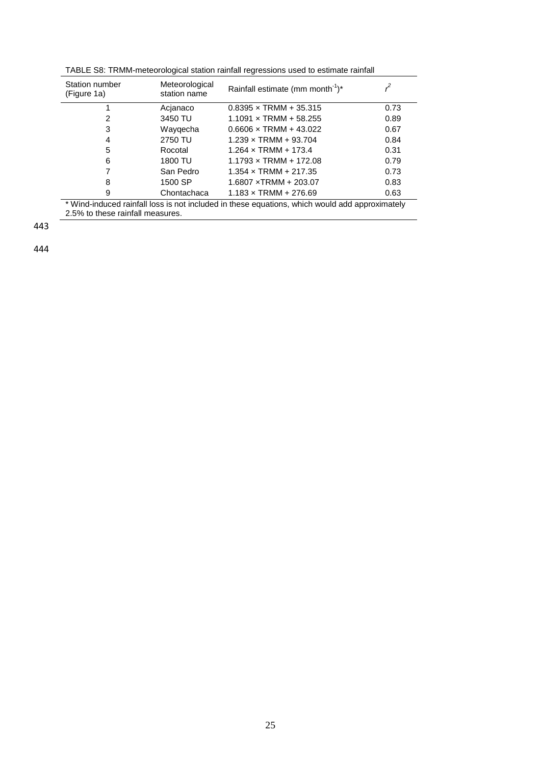TABLE S8: TRMM-meteorological station rainfall regressions used to estimate rainfall

| Station number (Figure 1a) | Meteorological station name | Rainfall estimate (mm month$^{-1}$)* | $r^2$ |
|---|---|---|---|
| 1 | Acjanaco | 0.8395 × TRMM + 35.315 | 0.73 |
| 2 | 3450 TU | 1.1091 × TRMM + 58.255 | 0.89 |
| 3 | Wayqecha | 0.6606 × TRMM + 43.022 | 0.67 |
| 4 | 2750 TU | 1.239 × TRMM + 93.704 | 0.84 |
| 5 | Rocotal | 1.264 × TRMM + 173.4 | 0.31 |
| 6 | 1800 TU | 1.1793 × TRMM + 172.08 | 0.79 |
| 7 | San Pedro | 1.354 × TRMM + 217.35 | 0.73 |
| 8 | 1500 SP | 1.6807 ×TRMM + 203.07 | 0.83 |
| 9 | Chontachaca | 1.183 × TRMM + 276.69 | 0.63 |

* Wind-induced rainfall loss is not included in these equations, which would add approximately 2.5% to these rainfall measures.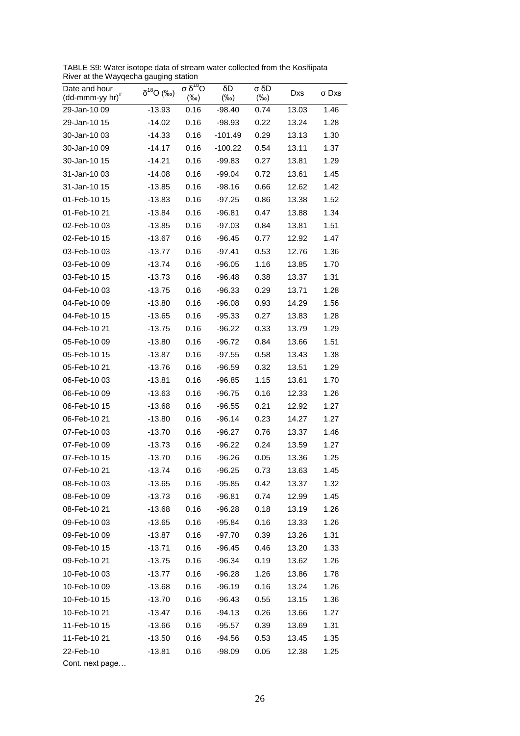TABLE S9: Water isotope data of stream water collected from the Kosñipata River at the Wayqecha gauging station

| Date and hour (dd-mmm-yy hr)[#] | $\delta^{18}O$ (‰) | $\sigma\ \delta^{18}O$ (‰) | δD (‰) | σ δD (‰) | Dxs | σ Dxs |
|---|---|---|---|---|---|---|
| 29-Jan-10 09 | -13.93 | 0.16 | -98.40 | 0.74 | 13.03 | 1.46 |
| 29-Jan-10 15 | -14.02 | 0.16 | -98.93 | 0.22 | 13.24 | 1.28 |
| 30-Jan-10 03 | -14.33 | 0.16 | -101.49 | 0.29 | 13.13 | 1.30 |
| 30-Jan-10 09 | -14.17 | 0.16 | -100.22 | 0.54 | 13.11 | 1.37 |
| 30-Jan-10 15 | -14.21 | 0.16 | -99.83 | 0.27 | 13.81 | 1.29 |
| 31-Jan-10 03 | -14.08 | 0.16 | -99.04 | 0.72 | 13.61 | 1.45 |
| 31-Jan-10 15 | -13.85 | 0.16 | -98.16 | 0.66 | 12.62 | 1.42 |
| 01-Feb-10 15 | -13.83 | 0.16 | -97.25 | 0.86 | 13.38 | 1.52 |
| 01-Feb-10 21 | -13.84 | 0.16 | -96.81 | 0.47 | 13.88 | 1.34 |
| 02-Feb-10 03 | -13.85 | 0.16 | -97.03 | 0.84 | 13.81 | 1.51 |
| 02-Feb-10 15 | -13.67 | 0.16 | -96.45 | 0.77 | 12.92 | 1.47 |
| 03-Feb-10 03 | -13.77 | 0.16 | -97.41 | 0.53 | 12.76 | 1.36 |
| 03-Feb-10 09 | -13.74 | 0.16 | -96.05 | 1.16 | 13.85 | 1.70 |
| 03-Feb-10 15 | -13.73 | 0.16 | -96.48 | 0.38 | 13.37 | 1.31 |
| 04-Feb-10 03 | -13.75 | 0.16 | -96.33 | 0.29 | 13.71 | 1.28 |
| 04-Feb-10 09 | -13.80 | 0.16 | -96.08 | 0.93 | 14.29 | 1.56 |
| 04-Feb-10 15 | -13.65 | 0.16 | -95.33 | 0.27 | 13.83 | 1.28 |
| 04-Feb-10 21 | -13.75 | 0.16 | -96.22 | 0.33 | 13.79 | 1.29 |
| 05-Feb-10 09 | -13.80 | 0.16 | -96.72 | 0.84 | 13.66 | 1.51 |
| 05-Feb-10 15 | -13.87 | 0.16 | -97.55 | 0.58 | 13.43 | 1.38 |
| 05-Feb-10 21 | -13.76 | 0.16 | -96.59 | 0.32 | 13.51 | 1.29 |
| 06-Feb-10 03 | -13.81 | 0.16 | -96.85 | 1.15 | 13.61 | 1.70 |
| 06-Feb-10 09 | -13.63 | 0.16 | -96.75 | 0.16 | 12.33 | 1.26 |
| 06-Feb-10 15 | -13.68 | 0.16 | -96.55 | 0.21 | 12.92 | 1.27 |
| 06-Feb-10 21 | -13.80 | 0.16 | -96.14 | 0.23 | 14.27 | 1.27 |
| 07-Feb-10 03 | -13.70 | 0.16 | -96.27 | 0.76 | 13.37 | 1.46 |
| 07-Feb-10 09 | -13.73 | 0.16 | -96.22 | 0.24 | 13.59 | 1.27 |
| 07-Feb-10 15 | -13.70 | 0.16 | -96.26 | 0.05 | 13.36 | 1.25 |
| 07-Feb-10 21 | -13.74 | 0.16 | -96.25 | 0.73 | 13.63 | 1.45 |
| 08-Feb-10 03 | -13.65 | 0.16 | -95.85 | 0.42 | 13.37 | 1.32 |
| 08-Feb-10 09 | -13.73 | 0.16 | -96.81 | 0.74 | 12.99 | 1.45 |
| 08-Feb-10 21 | -13.68 | 0.16 | -96.28 | 0.18 | 13.19 | 1.26 |
| 09-Feb-10 03 | -13.65 | 0.16 | -95.84 | 0.16 | 13.33 | 1.26 |
| 09-Feb-10 09 | -13.87 | 0.16 | -97.70 | 0.39 | 13.26 | 1.31 |
| 09-Feb-10 15 | -13.71 | 0.16 | -96.45 | 0.46 | 13.20 | 1.33 |
| 09-Feb-10 21 | -13.75 | 0.16 | -96.34 | 0.19 | 13.62 | 1.26 |
| 10-Feb-10 03 | -13.77 | 0.16 | -96.28 | 1.26 | 13.86 | 1.78 |
| 10-Feb-10 09 | -13.68 | 0.16 | -96.19 | 0.16 | 13.24 | 1.26 |
| 10-Feb-10 15 | -13.70 | 0.16 | -96.43 | 0.55 | 13.15 | 1.36 |
| 10-Feb-10 21 | -13.47 | 0.16 | -94.13 | 0.26 | 13.66 | 1.27 |
| 11-Feb-10 15 | -13.66 | 0.16 | -95.57 | 0.39 | 13.69 | 1.31 |
| 11-Feb-10 21 | -13.50 | 0.16 | -94.56 | 0.53 | 13.45 | 1.35 |
| 22-Feb-10 | -13.81 | 0.16 | -98.09 | 0.05 | 12.38 | 1.25 |

Cont. next page…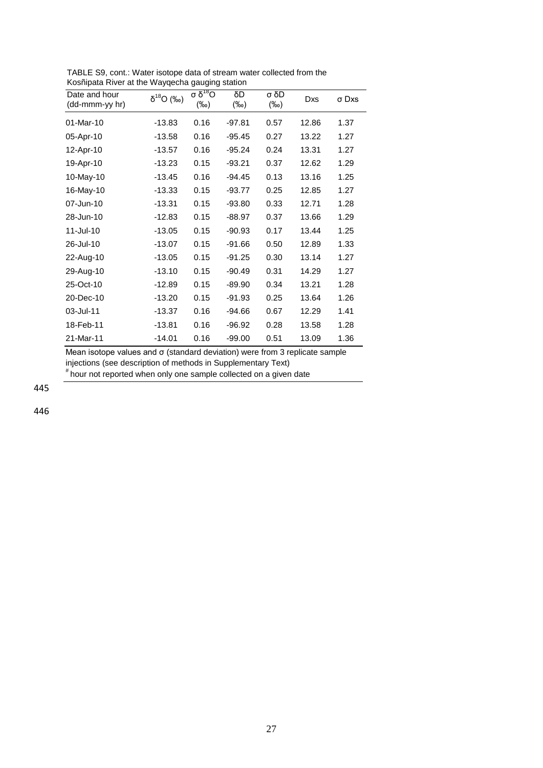TABLE S9, cont.: Water isotope data of stream water collected from the Kosñipata River at the Wayqecha gauging station

| Date and hour (dd-mmm-yy hr) | $\delta^{18}O$ (‰) | $\sigma\ \delta^{18}O$ (‰) | $\delta D$ (‰) | $\sigma\ \delta D$ (‰) | Dxs | σ Dxs |
|---|---|---|---|---|---|---|
| 01-Mar-10 | -13.83 | 0.16 | -97.81 | 0.57 | 12.86 | 1.37 |
| 05-Apr-10 | -13.58 | 0.16 | -95.45 | 0.27 | 13.22 | 1.27 |
| 12-Apr-10 | -13.57 | 0.16 | -95.24 | 0.24 | 13.31 | 1.27 |
| 19-Apr-10 | -13.23 | 0.15 | -93.21 | 0.37 | 12.62 | 1.29 |
| 10-May-10 | -13.45 | 0.16 | -94.45 | 0.13 | 13.16 | 1.25 |
| 16-May-10 | -13.33 | 0.15 | -93.77 | 0.25 | 12.85 | 1.27 |
| 07-Jun-10 | -13.31 | 0.15 | -93.80 | 0.33 | 12.71 | 1.28 |
| 28-Jun-10 | -12.83 | 0.15 | -88.97 | 0.37 | 13.66 | 1.29 |
| 11-Jul-10 | -13.05 | 0.15 | -90.93 | 0.17 | 13.44 | 1.25 |
| 26-Jul-10 | -13.07 | 0.15 | -91.66 | 0.50 | 12.89 | 1.33 |
| 22-Aug-10 | -13.05 | 0.15 | -91.25 | 0.30 | 13.14 | 1.27 |
| 29-Aug-10 | -13.10 | 0.15 | -90.49 | 0.31 | 14.29 | 1.27 |
| 25-Oct-10 | -12.89 | 0.15 | -89.90 | 0.34 | 13.21 | 1.28 |
| 20-Dec-10 | -13.20 | 0.15 | -91.93 | 0.25 | 13.64 | 1.26 |
| 03-Jul-11 | -13.37 | 0.16 | -94.66 | 0.67 | 12.29 | 1.41 |
| 18-Feb-11 | -13.81 | 0.16 | -96.92 | 0.28 | 13.58 | 1.28 |
| 21-Mar-11 | -14.01 | 0.16 | -99.00 | 0.51 | 13.09 | 1.36 |

Mean isotope values and σ (standard deviation) were from 3 replicate sample injections (see description of methods in Supplementary Text)

[#] hour not reported when only one sample collected on a given date

445

446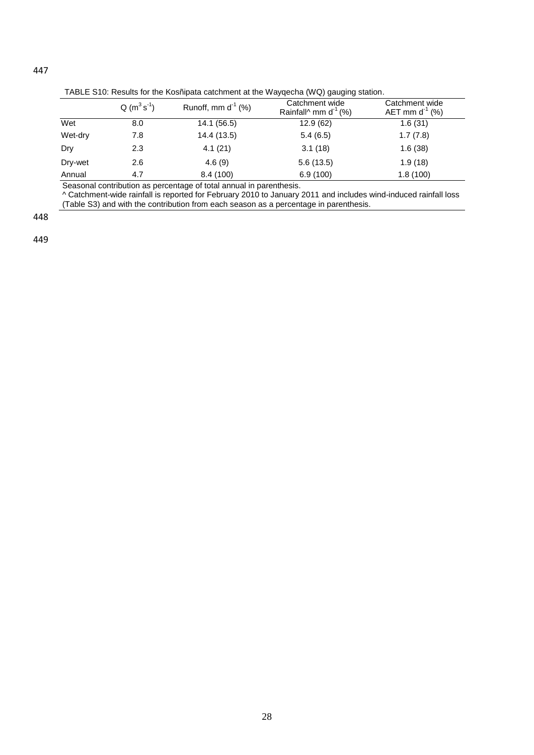TABLE S10: Results for the Kosñipata catchment at the Wayqecha (WQ) gauging station.

| | Q ($m^3 s^{-1}$) | Runoff, mm $d^{-1}$ (%) | Catchment wide Rainfall^ mm $d^{-1}$ (%) | Catchment wide AET mm $d^{-1}$ (%) |
|---|---|---|---|---|
| Wet | 8.0 | 14.1 (56.5) | 12.9 (62) | 1.6 (31) |
| Wet-dry | 7.8 | 14.4 (13.5) | 5.4 (6.5) | 1.7 (7.8) |
| Dry | 2.3 | 4.1 (21) | 3.1 (18) | 1.6 (38) |
| Dry-wet | 2.6 | 4.6 (9) | 5.6 (13.5) | 1.9 (18) |
| Annual | 4.7 | 8.4 (100) | 6.9 (100) | 1.8 (100) |

Seasonal contribution as percentage of total annual in parenthesis.

^ Catchment-wide rainfall is reported for February 2010 to January 2011 and includes wind-induced rainfall loss (Table S3) and with the contribution from each season as a percentage in parenthesis.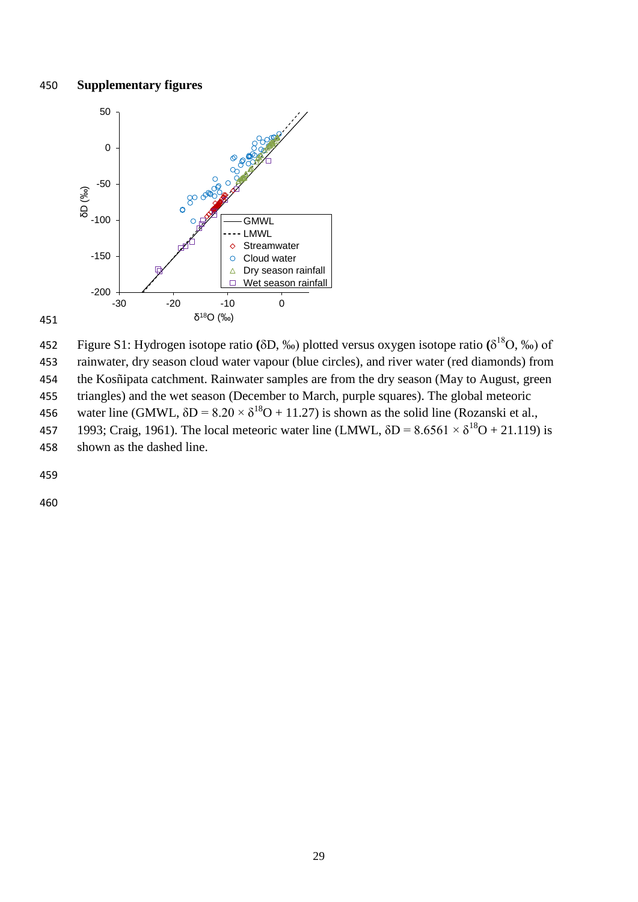## Supplementary figures

50
0
-50
-100
-150
-200
δD (‰)
-30
-20
-10
0
$\delta^{18}$O (‰)
GMWL
LMWL
Streamwater
Cloud water
Dry season rainfall
Wet season rainfall

Figure S1: Hydrogen isotope ratio (δD, ‰) plotted versus oxygen isotope ratio ($\delta^{18}$O, ‰) of rainwater, dry season cloud water vapour (blue circles), and river water (red diamonds) from the Kosñipata catchment. Rainwater samples are from the dry season (May to August, green triangles) and the wet season (December to March, purple squares). The global meteoric water line (GMWL, $\delta D = 8.20 \times \delta^{18}O + 11.27$) is shown as the solid line (Rozanski et al., 1993; Craig, 1961). The local meteoric water line (LMWL, $\delta D = 8.6561 \times \delta^{18}O + 21.119$) is shown as the dashed line.